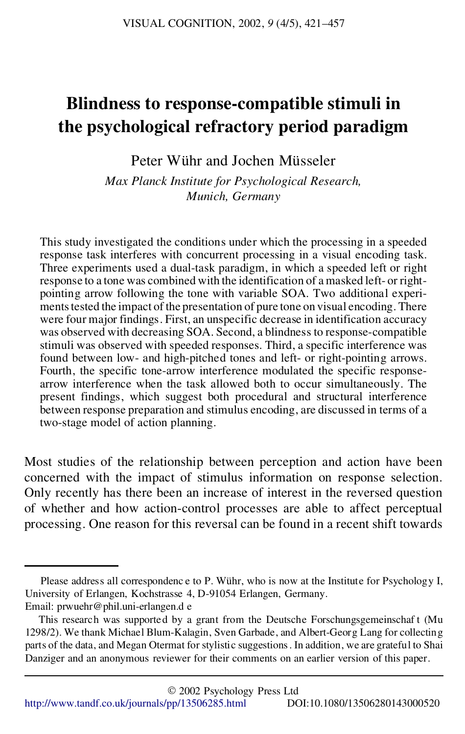# Blindness to response-compatible stimuli in the psychological refractory period paradigm

Peter Wühr and Jochen Müsseler

*Max Planck Institute for Psychological Research, Munich, Germany*

This study investigated the conditions under which the processing in a speeded response task interferes with concurrent processing in a visual encoding task. Three experiments used a dual-task paradigm, in which a speeded left or right response to a tone was combined with the identification of a masked left- or right-pointing arrow following the tone with variable SOA. Two additional experiments tested the impact of the presentation of pure tone on visual encoding. There were four major findings. First, an unspecific decrease in identification accuracy was observed with decreasing SOA. Second, a blindness to response-compatible stimuli was observed with speeded responses. Third, a specific interference was found between low- and high-pitched tones and left- or right-pointing arrows. Fourth, the specific tone-arrow interference modulated the specific response-arrow interference when the task allowed both to occur simultaneously. The present findings, which suggest both procedural and structural interference between response preparation and stimulus encoding, are discussed in terms of a two-stage model of action planning.

Most studies of the relationship between perception and action have been concerned with the impact of stimulus information on response selection. Only recently has there been an increase of interest in the reversed question of whether and how action-control processes are able to affect perceptual processing. One reason for this reversal can be found in a recent shift towards

---

Please address all correspondence to P. Wühr, who is now at the Institute for Psychology I, University of Erlangen, Kochstrasse 4, D-91054 Erlangen, Germany.
Email: prwuehr@phil.uni-erlangen.de

This research was supported by a grant from the Deutsche Forschungsgemeinschaft (Mu 1298/2). We thank Michael Blum-Kalagin, Sven Garbade, and Albert-Georg Lang for collecting parts of the data, and Megan Otermat for stylistic suggestions. In addition, we are grateful to Shai Danziger and an anonymous reviewer for their comments on an earlier version of this paper.

© 2002 Psychology Press Ltd
http://www.tandf.co.uk/journals/pp/13506285.html DOI:10.1080/13506280143000520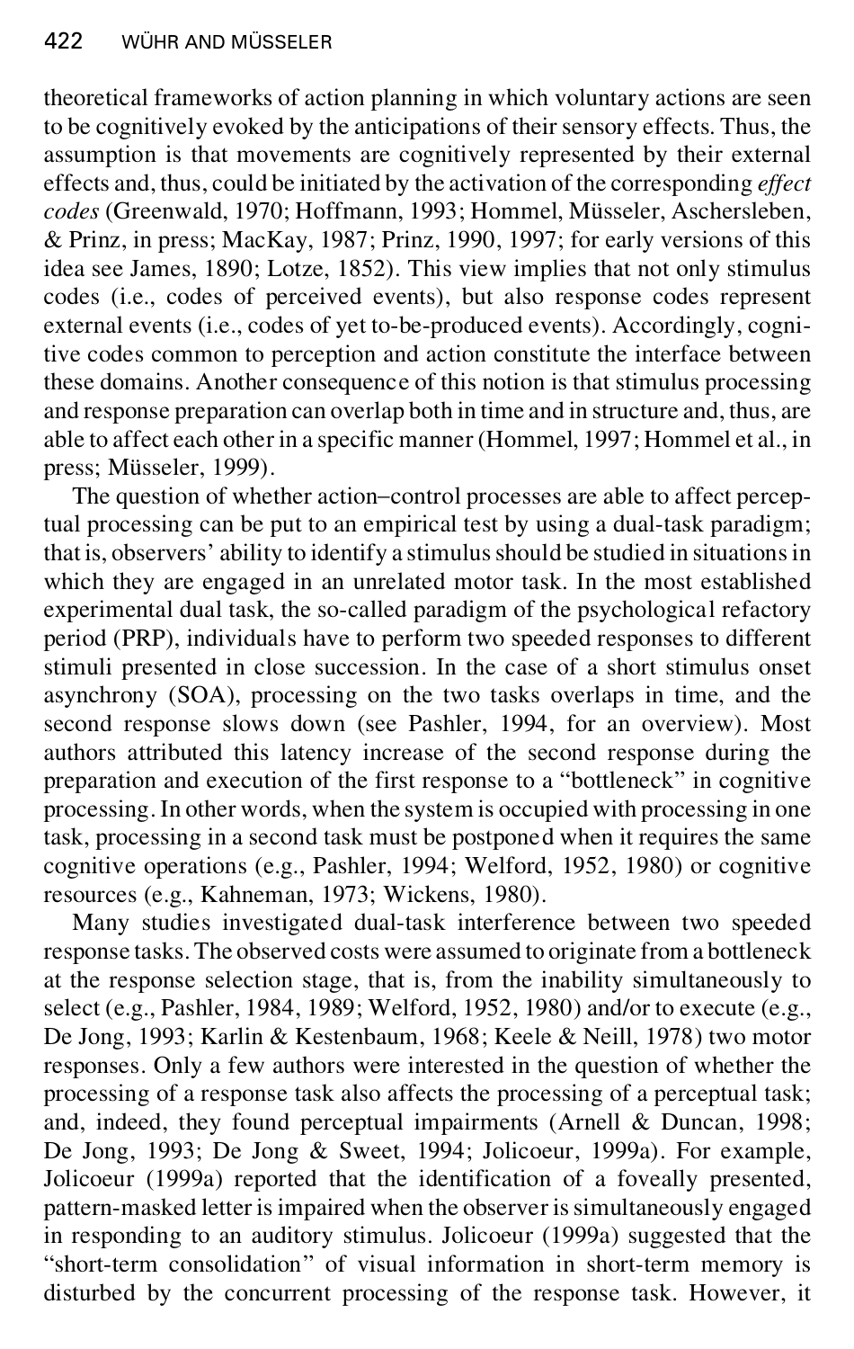theoretical frameworks of action planning in which voluntary actions are seen to be cognitively evoked by the anticipations of their sensory effects. Thus, the assumption is that movements are cognitively represented by their external effects and, thus, could be initiated by the activation of the corresponding *effect codes* (Greenwald, 1970; Hoffmann, 1993; Hommel, Müsseler, Aschersleben, & Prinz, in press; MacKay, 1987; Prinz, 1990, 1997; for early versions of this idea see James, 1890; Lotze, 1852). This view implies that not only stimulus codes (i.e., codes of perceived events), but also response codes represent external events (i.e., codes of yet to-be-produced events). Accordingly, cognitive codes common to perception and action constitute the interface between these domains. Another consequence of this notion is that stimulus processing and response preparation can overlap both in time and in structure and, thus, are able to affect each other in a specific manner (Hommel, 1997; Hommel et al., in press; Müsseler, 1999).

The question of whether action–control processes are able to affect perceptual processing can be put to an empirical test by using a dual-task paradigm; that is, observers' ability to identify a stimulus should be studied in situations in which they are engaged in an unrelated motor task. In the most established experimental dual task, the so-called paradigm of the psychological refactory period (PRP), individuals have to perform two speeded responses to different stimuli presented in close succession. In the case of a short stimulus onset asynchrony (SOA), processing on the two tasks overlaps in time, and the second response slows down (see Pashler, 1994, for an overview). Most authors attributed this latency increase of the second response during the preparation and execution of the first response to a "bottleneck" in cognitive processing. In other words, when the system is occupied with processing in one task, processing in a second task must be postponed when it requires the same cognitive operations (e.g., Pashler, 1994; Welford, 1952, 1980) or cognitive resources (e.g., Kahneman, 1973; Wickens, 1980).

Many studies investigated dual-task interference between two speeded response tasks. The observed costs were assumed to originate from a bottleneck at the response selection stage, that is, from the inability simultaneously to select (e.g., Pashler, 1984, 1989; Welford, 1952, 1980) and/or to execute (e.g., De Jong, 1993; Karlin & Kestenbaum, 1968; Keele & Neill, 1978) two motor responses. Only a few authors were interested in the question of whether the processing of a response task also affects the processing of a perceptual task; and, indeed, they found perceptual impairments (Arnell & Duncan, 1998; De Jong, 1993; De Jong & Sweet, 1994; Jolicoeur, 1999a). For example, Jolicoeur (1999a) reported that the identification of a foveally presented, pattern-masked letter is impaired when the observer is simultaneously engaged in responding to an auditory stimulus. Jolicoeur (1999a) suggested that the "short-term consolidation" of visual information in short-term memory is disturbed by the concurrent processing of the response task. However, it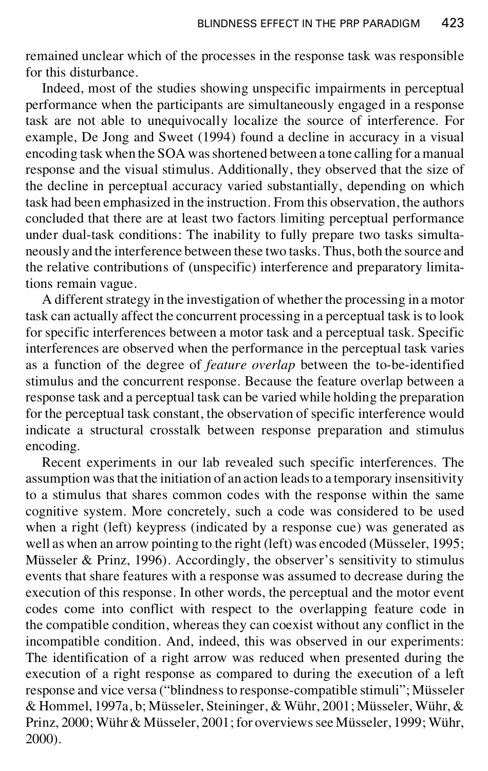remained unclear which of the processes in the response task was responsible for this disturbance.

Indeed, most of the studies showing unspecific impairments in perceptual performance when the participants are simultaneously engaged in a response task are not able to unequivocally localize the source of interference. For example, De Jong and Sweet (1994) found a decline in accuracy in a visual encoding task when the SOA was shortened between a tone calling for a manual response and the visual stimulus. Additionally, they observed that the size of the decline in perceptual accuracy varied substantially, depending on which task had been emphasized in the instruction. From this observation, the authors concluded that there are at least two factors limiting perceptual performance under dual-task conditions: The inability to fully prepare two tasks simultaneously and the interference between these two tasks. Thus, both the source and the relative contributions of (unspecific) interference and preparatory limitations remain vague.

A different strategy in the investigation of whether the processing in a motor task can actually affect the concurrent processing in a perceptual task is to look for specific interferences between a motor task and a perceptual task. Specific interferences are observed when the performance in the perceptual task varies as a function of the degree of *feature overlap* between the to-be-identified stimulus and the concurrent response. Because the feature overlap between a response task and a perceptual task can be varied while holding the preparation for the perceptual task constant, the observation of specific interference would indicate a structural crosstalk between response preparation and stimulus encoding.

Recent experiments in our lab revealed such specific interferences. The assumption was that the initiation of an action leads to a temporary insensitivity to a stimulus that shares common codes with the response within the same cognitive system. More concretely, such a code was considered to be used when a right (left) keypress (indicated by a response cue) was generated as well as when an arrow pointing to the right (left) was encoded (Müsseler, 1995; Müsseler & Prinz, 1996). Accordingly, the observer's sensitivity to stimulus events that share features with a response was assumed to decrease during the execution of this response. In other words, the perceptual and the motor event codes come into conflict with respect to the overlapping feature code in the compatible condition, whereas they can coexist without any conflict in the incompatible condition. And, indeed, this was observed in our experiments: The identification of a right arrow was reduced when presented during the execution of a right response as compared to during the execution of a left response and vice versa ("blindness to response-compatible stimuli"; Müsseler & Hommel, 1997a, b; Müsseler, Steininger, & Wühr, 2001; Müsseler, Wühr, & Prinz, 2000; Wühr & Müsseler, 2001; for overviews see Müsseler, 1999; Wühr, 2000).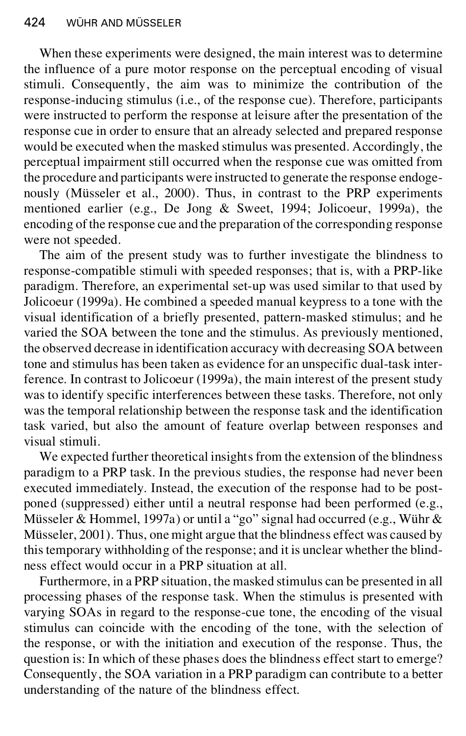When these experiments were designed, the main interest was to determine the influence of a pure motor response on the perceptual encoding of visual stimuli. Consequently, the aim was to minimize the contribution of the response-inducing stimulus (i.e., of the response cue). Therefore, participants were instructed to perform the response at leisure after the presentation of the response cue in order to ensure that an already selected and prepared response would be executed when the masked stimulus was presented. Accordingly, the perceptual impairment still occurred when the response cue was omitted from the procedure and participants were instructed to generate the response endogenously (Müsseler et al., 2000). Thus, in contrast to the PRP experiments mentioned earlier (e.g., De Jong & Sweet, 1994; Jolicoeur, 1999a), the encoding of the response cue and the preparation of the corresponding response were not speeded.

The aim of the present study was to further investigate the blindness to response-compatible stimuli with speeded responses; that is, with a PRP-like paradigm. Therefore, an experimental set-up was used similar to that used by Jolicoeur (1999a). He combined a speeded manual keypress to a tone with the visual identification of a briefly presented, pattern-masked stimulus; and he varied the SOA between the tone and the stimulus. As previously mentioned, the observed decrease in identification accuracy with decreasing SOA between tone and stimulus has been taken as evidence for an unspecific dual-task interference. In contrast to Jolicoeur (1999a), the main interest of the present study was to identify specific interferences between these tasks. Therefore, not only was the temporal relationship between the response task and the identification task varied, but also the amount of feature overlap between responses and visual stimuli.

We expected further theoretical insights from the extension of the blindness paradigm to a PRP task. In the previous studies, the response had never been executed immediately. Instead, the execution of the response had to be postponed (suppressed) either until a neutral response had been performed (e.g., Müsseler & Hommel, 1997a) or until a "go" signal had occurred (e.g., Wühr & Müsseler, 2001). Thus, one might argue that the blindness effect was caused by this temporary withholding of the response; and it is unclear whether the blindness effect would occur in a PRP situation at all.

Furthermore, in a PRP situation, the masked stimulus can be presented in all processing phases of the response task. When the stimulus is presented with varying SOAs in regard to the response-cue tone, the encoding of the visual stimulus can coincide with the encoding of the tone, with the selection of the response, or with the initiation and execution of the response. Thus, the question is: In which of these phases does the blindness effect start to emerge? Consequently, the SOA variation in a PRP paradigm can contribute to a better understanding of the nature of the blindness effect.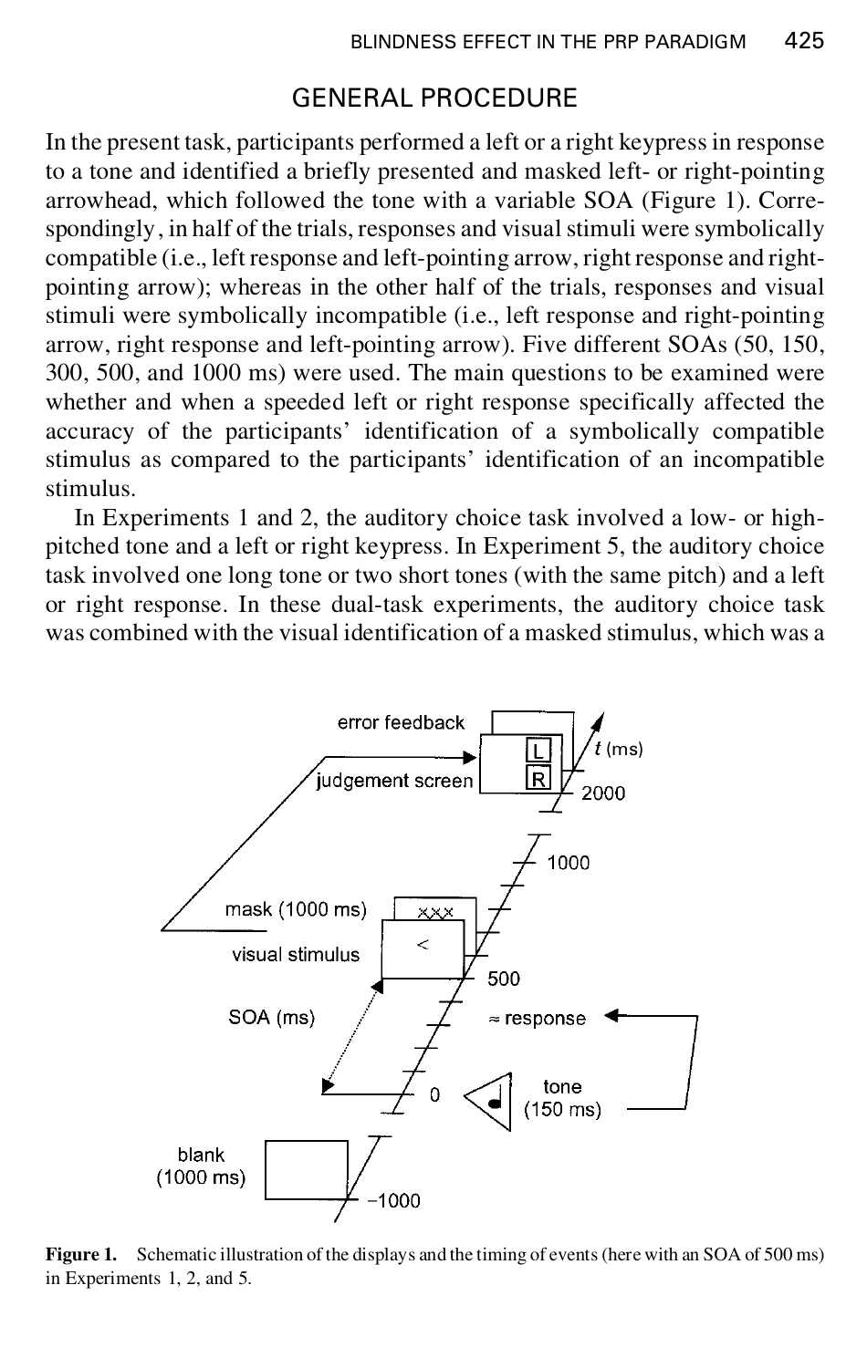## GENERAL PROCEDURE

In the present task, participants performed a left or a right keypress in response to a tone and identified a briefly presented and masked left- or right-pointing arrowhead, which followed the tone with a variable SOA (Figure 1). Correspondingly, in half of the trials, responses and visual stimuli were symbolically compatible (i.e., left response and left-pointing arrow, right response and right-pointing arrow); whereas in the other half of the trials, responses and visual stimuli were symbolically incompatible (i.e., left response and right-pointing arrow, right response and left-pointing arrow). Five different SOAs (50, 150, 300, 500, and 1000 ms) were used. The main questions to be examined were whether and when a speeded left or right response specifically affected the accuracy of the participants' identification of a symbolically compatible stimulus as compared to the participants' identification of an incompatible stimulus.

In Experiments 1 and 2, the auditory choice task involved a low- or high-pitched tone and a left or right keypress. In Experiment 5, the auditory choice task involved one long tone or two short tones (with the same pitch) and a left or right response. In these dual-task experiments, the auditory choice task was combined with the visual identification of a masked stimulus, which was a

**Figure 1.** Schematic illustration of the displays and the timing of events (here with an SOA of 500 ms) in Experiments 1, 2, and 5.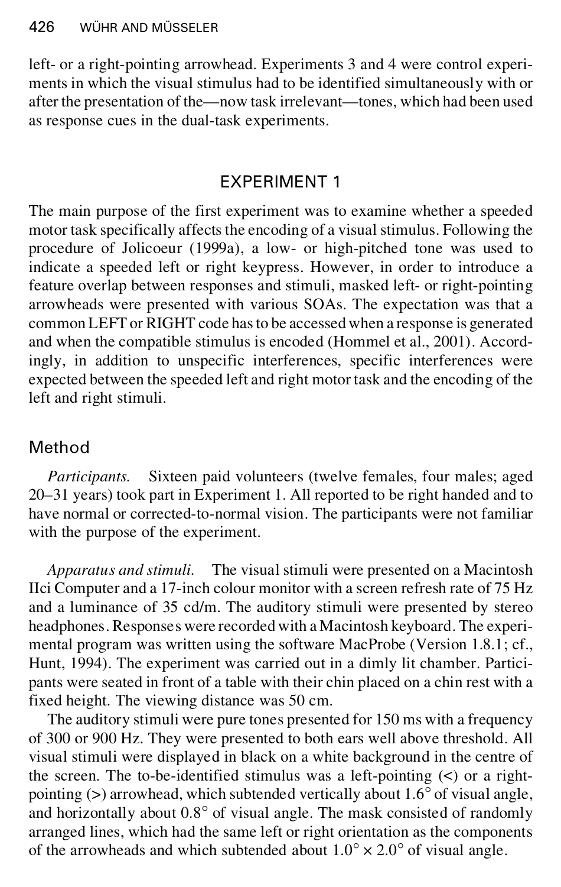left- or a right-pointing arrowhead. Experiments 3 and 4 were control experiments in which the visual stimulus had to be identified simultaneously with or after the presentation of the—now task irrelevant—tones, which had been used as response cues in the dual-task experiments.

## EXPERIMENT 1

The main purpose of the first experiment was to examine whether a speeded motor task specifically affects the encoding of a visual stimulus. Following the procedure of Jolicoeur (1999a), a low- or high-pitched tone was used to indicate a speeded left or right keypress. However, in order to introduce a feature overlap between responses and stimuli, masked left- or right-pointing arrowheads were presented with various SOAs. The expectation was that a common LEFT or RIGHT code has to be accessed when a response is generated and when the compatible stimulus is encoded (Hommel et al., 2001). Accordingly, in addition to unspecific interferences, specific interferences were expected between the speeded left and right motor task and the encoding of the left and right stimuli.

### Method

*Participants.* Sixteen paid volunteers (twelve females, four males; aged 20–31 years) took part in Experiment 1. All reported to be right handed and to have normal or corrected-to-normal vision. The participants were not familiar with the purpose of the experiment.

*Apparatus and stimuli.* The visual stimuli were presented on a Macintosh IIci Computer and a 17-inch colour monitor with a screen refresh rate of 75 Hz and a luminance of 35 cd/m. The auditory stimuli were presented by stereo headphones. Responses were recorded with a Macintosh keyboard. The experimental program was written using the software MacProbe (Version 1.8.1; cf., Hunt, 1994). The experiment was carried out in a dimly lit chamber. Participants were seated in front of a table with their chin placed on a chin rest with a fixed height. The viewing distance was 50 cm.

The auditory stimuli were pure tones presented for 150 ms with a frequency of 300 or 900 Hz. They were presented to both ears well above threshold. All visual stimuli were displayed in black on a white background in the centre of the screen. The to-be-identified stimulus was a left-pointing (<) or a right-pointing (>) arrowhead, which subtended vertically about 1.6° of visual angle, and horizontally about 0.8° of visual angle. The mask consisted of randomly arranged lines, which had the same left or right orientation as the components of the arrowheads and which subtended about 1.0° × 2.0° of visual angle.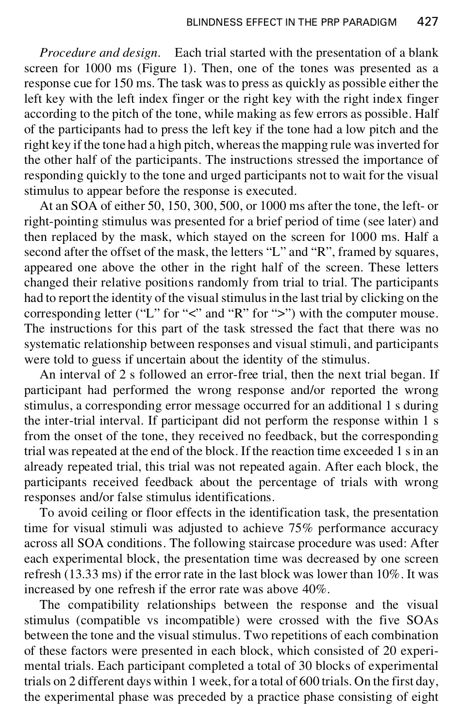*Procedure and design.* Each trial started with the presentation of a blank screen for 1000 ms (Figure 1). Then, one of the tones was presented as a response cue for 150 ms. The task was to press as quickly as possible either the left key with the left index finger or the right key with the right index finger according to the pitch of the tone, while making as few errors as possible. Half of the participants had to press the left key if the tone had a low pitch and the right key if the tone had a high pitch, whereas the mapping rule was inverted for the other half of the participants. The instructions stressed the importance of responding quickly to the tone and urged participants not to wait for the visual stimulus to appear before the response is executed.

At an SOA of either 50, 150, 300, 500, or 1000 ms after the tone, the left- or right-pointing stimulus was presented for a brief period of time (see later) and then replaced by the mask, which stayed on the screen for 1000 ms. Half a second after the offset of the mask, the letters "L" and "R", framed by squares, appeared one above the other in the right half of the screen. These letters changed their relative positions randomly from trial to trial. The participants had to report the identity of the visual stimulus in the last trial by clicking on the corresponding letter ("L" for "<" and "R" for ">") with the computer mouse. The instructions for this part of the task stressed the fact that there was no systematic relationship between responses and visual stimuli, and participants were told to guess if uncertain about the identity of the stimulus.

An interval of 2 s followed an error-free trial, then the next trial began. If participant had performed the wrong response and/or reported the wrong stimulus, a corresponding error message occurred for an additional 1 s during the inter-trial interval. If participant did not perform the response within 1 s from the onset of the tone, they received no feedback, but the corresponding trial was repeated at the end of the block. If the reaction time exceeded 1 s in an already repeated trial, this trial was not repeated again. After each block, the participants received feedback about the percentage of trials with wrong responses and/or false stimulus identifications.

To avoid ceiling or floor effects in the identification task, the presentation time for visual stimuli was adjusted to achieve 75% performance accuracy across all SOA conditions. The following staircase procedure was used: After each experimental block, the presentation time was decreased by one screen refresh (13.33 ms) if the error rate in the last block was lower than 10%. It was increased by one refresh if the error rate was above 40%.

The compatibility relationships between the response and the visual stimulus (compatible vs incompatible) were crossed with the five SOAs between the tone and the visual stimulus. Two repetitions of each combination of these factors were presented in each block, which consisted of 20 experimental trials. Each participant completed a total of 30 blocks of experimental trials on 2 different days within 1 week, for a total of 600 trials. On the first day, the experimental phase was preceded by a practice phase consisting of eight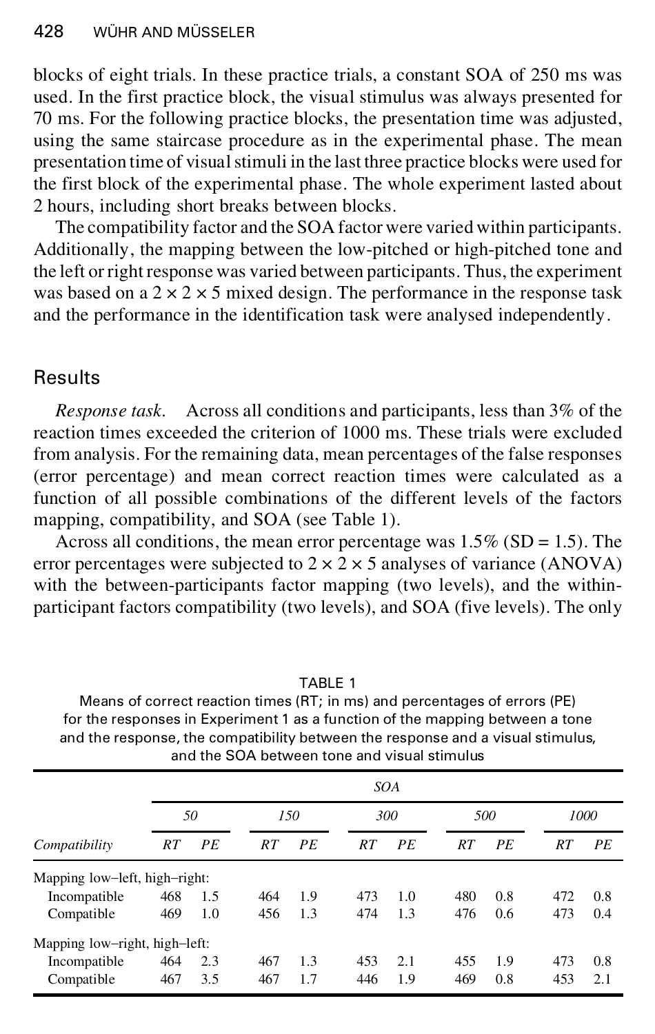blocks of eight trials. In these practice trials, a constant SOA of 250 ms was used. In the first practice block, the visual stimulus was always presented for 70 ms. For the following practice blocks, the presentation time was adjusted, using the same staircase procedure as in the experimental phase. The mean presentation time of visual stimuli in the last three practice blocks were used for the first block of the experimental phase. The whole experiment lasted about 2 hours, including short breaks between blocks.

The compatibility factor and the SOA factor were varied within participants. Additionally, the mapping between the low-pitched or high-pitched tone and the left or right response was varied between participants. Thus, the experiment was based on a 2 × 2 × 5 mixed design. The performance in the response task and the performance in the identification task were analysed independently.

## Results

*Response task.* Across all conditions and participants, less than 3% of the reaction times exceeded the criterion of 1000 ms. These trials were excluded from analysis. For the remaining data, mean percentages of the false responses (error percentage) and mean correct reaction times were calculated as a function of all possible combinations of the different levels of the factors mapping, compatibility, and SOA (see Table 1).

Across all conditions, the mean error percentage was 1.5% (SD = 1.5). The error percentages were subjected to 2 × 2 × 5 analyses of variance (ANOVA) with the between-participants factor mapping (two levels), and the within-participant factors compatibility (two levels), and SOA (five levels). The only

TABLE 1
Means of correct reaction times (RT; in ms) and percentages of errors (PE) for the responses in Experiment 1 as a function of the mapping between a tone and the response, the compatibility between the response and a visual stimulus, and the SOA between tone and visual stimulus

| | *SOA* | | | | | | | | | |
|---|---|---|---|---|---|---|---|---|---|---|
| | *50* | | *150* | | *300* | | *500* | | *1000* | |
| *Compatibility* | *RT* | *PE* | *RT* | *PE* | *RT* | *PE* | *RT* | *PE* | *RT* | *PE* |
| Mapping low–left, high–right: | | | | | | | | | | |
| Incompatible | 468 | 1.5 | 464 | 1.9 | 473 | 1.0 | 480 | 0.8 | 472 | 0.8 |
| Compatible | 469 | 1.0 | 456 | 1.3 | 474 | 1.3 | 476 | 0.6 | 473 | 0.4 |
| Mapping low–right, high–left: | | | | | | | | | | |
| Incompatible | 464 | 2.3 | 467 | 1.3 | 453 | 2.1 | 455 | 1.9 | 473 | 0.8 |
| Compatible | 467 | 3.5 | 467 | 1.7 | 446 | 1.9 | 469 | 0.8 | 453 | 2.1 |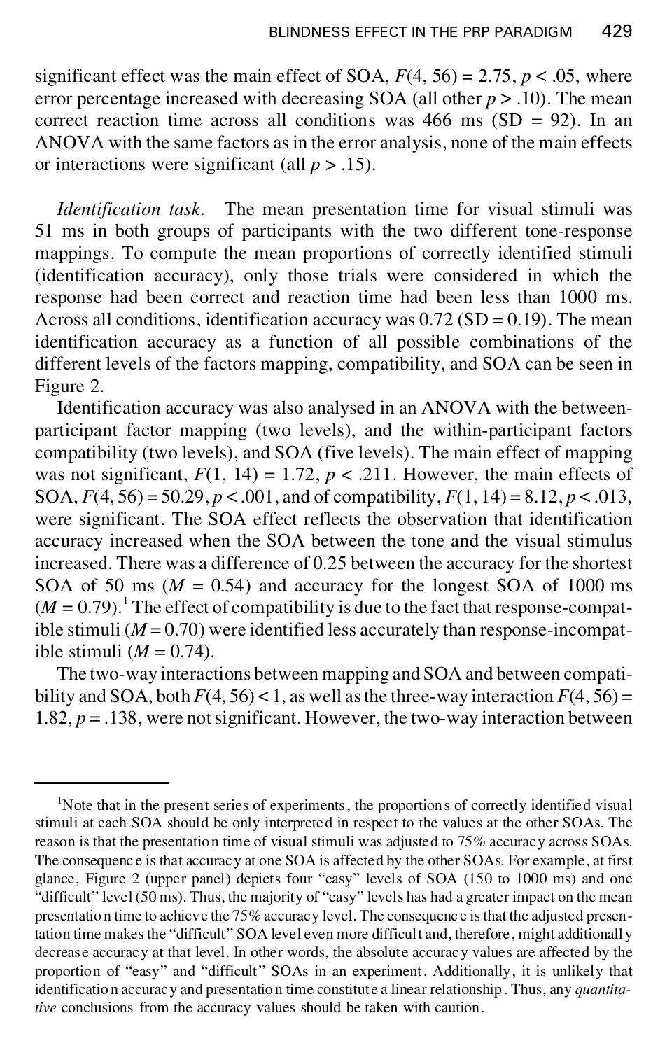significant effect was the main effect of SOA, $F(4, 56) = 2.75$, $p < .05$, where error percentage increased with decreasing SOA (all other $p > .10$). The mean correct reaction time across all conditions was 466 ms (SD = 92). In an ANOVA with the same factors as in the error analysis, none of the main effects or interactions were significant (all $p > .15$).

*Identification task.* The mean presentation time for visual stimuli was 51 ms in both groups of participants with the two different tone-response mappings. To compute the mean proportions of correctly identified stimuli (identification accuracy), only those trials were considered in which the response had been correct and reaction time had been less than 1000 ms. Across all conditions, identification accuracy was 0.72 (SD = 0.19). The mean identification accuracy as a function of all possible combinations of the different levels of the factors mapping, compatibility, and SOA can be seen in Figure 2.

Identification accuracy was also analysed in an ANOVA with the between-participant factor mapping (two levels), and the within-participant factors compatibility (two levels), and SOA (five levels). The main effect of mapping was not significant, $F(1, 14) = 1.72$, $p < .211$. However, the main effects of SOA, $F(4, 56) = 50.29$, $p < .001$, and of compatibility, $F(1, 14) = 8.12$, $p < .013$, were significant. The SOA effect reflects the observation that identification accuracy increased when the SOA between the tone and the visual stimulus increased. There was a difference of 0.25 between the accuracy for the shortest SOA of 50 ms ($M = 0.54$) and accuracy for the longest SOA of 1000 ms ($M = 0.79$).[1] The effect of compatibility is due to the fact that response-compatible stimuli ($M = 0.70$) were identified less accurately than response-incompatible stimuli ($M = 0.74$).

The two-way interactions between mapping and SOA and between compatibility and SOA, both $F(4, 56) < 1$, as well as the three-way interaction $F(4, 56) = 1.82$, $p = .138$, were not significant. However, the two-way interaction between

[1] Note that in the present series of experiments, the proportions of correctly identified visual stimuli at each SOA should be only interpreted in respect to the values at the other SOAs. The reason is that the presentation time of visual stimuli was adjusted to 75% accuracy across SOAs. The consequence is that accuracy at one SOA is affected by the other SOAs. For example, at first glance, Figure 2 (upper panel) depicts four "easy" levels of SOA (150 to 1000 ms) and one "difficult" level (50 ms). Thus, the majority of "easy" levels has had a greater impact on the mean presentation time to achieve the 75% accuracy level. The consequence is that the adjusted presentation time makes the "difficult" SOA level even more difficult and, therefore, might additionally decrease accuracy at that level. In other words, the absolute accuracy values are affected by the proportion of "easy" and "difficult" SOAs in an experiment. Additionally, it is unlikely that identification accuracy and presentation time constitute a linear relationship. Thus, any *quantitative* conclusions from the accuracy values should be taken with caution.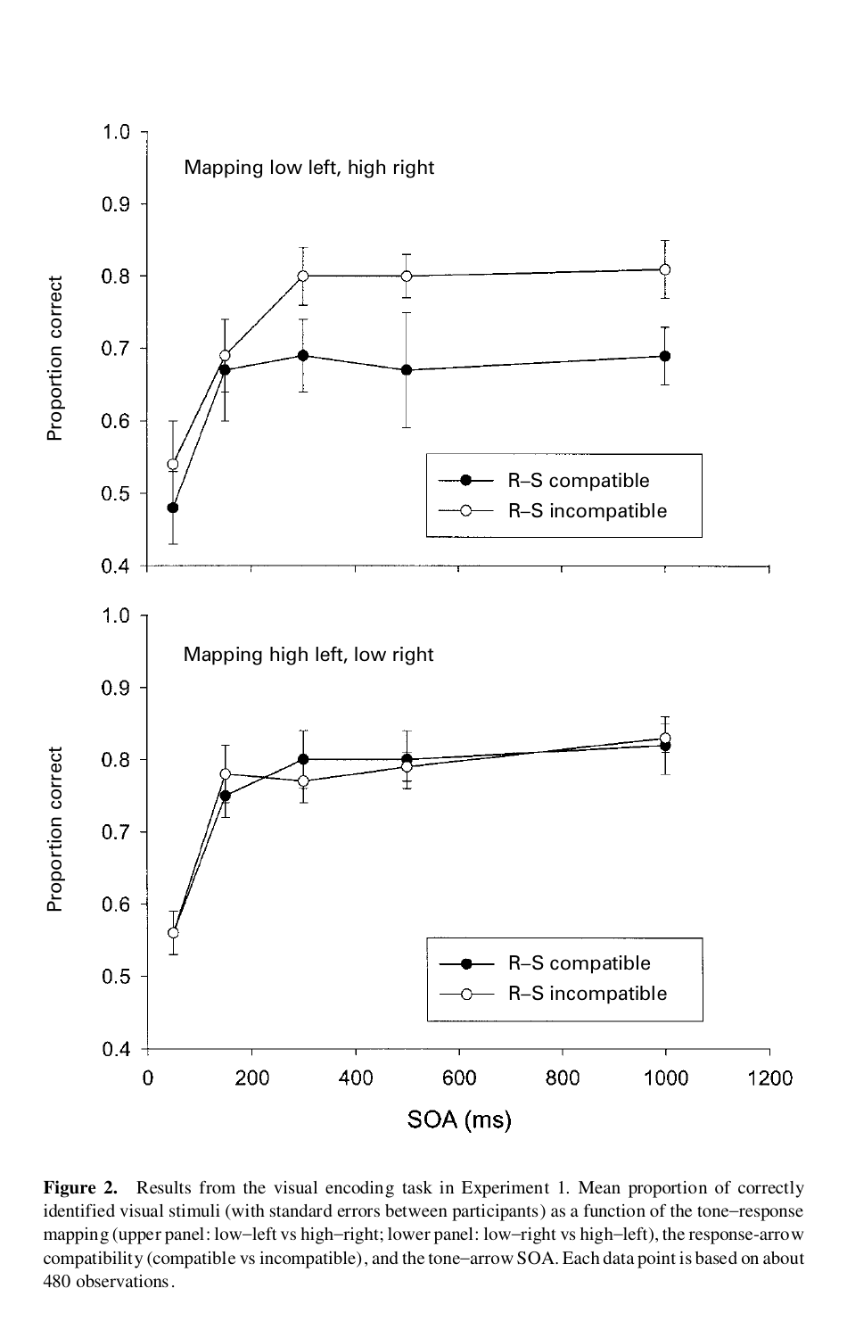**Figure 2.** Results from the visual encoding task in Experiment 1. Mean proportion of correctly identified visual stimuli (with standard errors between participants) as a function of the tone–response mapping (upper panel: low–left vs high–right; lower panel: low–right vs high–left), the response-arrow compatibility (compatible vs incompatible), and the tone–arrow SOA. Each data point is based on about 480 observations.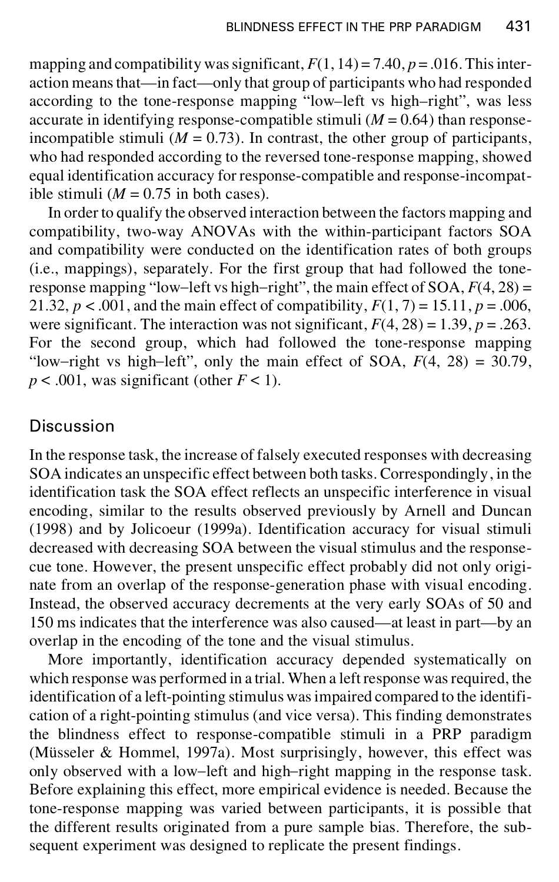mapping and compatibility was significant, $F(1, 14) = 7.40$, $p = .016$. This interaction means that—in fact—only that group of participants who had responded according to the tone-response mapping "low–left vs high–right", was less accurate in identifying response-compatible stimuli ($M = 0.64$) than response-incompatible stimuli ($M = 0.73$). In contrast, the other group of participants, who had responded according to the reversed tone-response mapping, showed equal identification accuracy for response-compatible and response-incompatible stimuli ($M = 0.75$ in both cases).

In order to qualify the observed interaction between the factors mapping and compatibility, two-way ANOVAs with the within-participant factors SOA and compatibility were conducted on the identification rates of both groups (i.e., mappings), separately. For the first group that had followed the tone-response mapping "low–left vs high–right", the main effect of SOA, $F(4, 28) = 21.32$, $p < .001$, and the main effect of compatibility, $F(1, 7) = 15.11$, $p = .006$, were significant. The interaction was not significant, $F(4, 28) = 1.39$, $p = .263$. For the second group, which had followed the tone-response mapping "low–right vs high–left", only the main effect of SOA, $F(4, 28) = 30.79$, $p < .001$, was significant (other $F < 1$).

## Discussion

In the response task, the increase of falsely executed responses with decreasing SOA indicates an unspecific effect between both tasks. Correspondingly, in the identification task the SOA effect reflects an unspecific interference in visual encoding, similar to the results observed previously by Arnell and Duncan (1998) and by Jolicoeur (1999a). Identification accuracy for visual stimuli decreased with decreasing SOA between the visual stimulus and the response-cue tone. However, the present unspecific effect probably did not only originate from an overlap of the response-generation phase with visual encoding. Instead, the observed accuracy decrements at the very early SOAs of 50 and 150 ms indicates that the interference was also caused—at least in part—by an overlap in the encoding of the tone and the visual stimulus.

More importantly, identification accuracy depended systematically on which response was performed in a trial. When a left response was required, the identification of a left-pointing stimulus was impaired compared to the identification of a right-pointing stimulus (and vice versa). This finding demonstrates the blindness effect to response-compatible stimuli in a PRP paradigm (Müsseler & Hommel, 1997a). Most surprisingly, however, this effect was only observed with a low–left and high–right mapping in the response task. Before explaining this effect, more empirical evidence is needed. Because the tone-response mapping was varied between participants, it is possible that the different results originated from a pure sample bias. Therefore, the subsequent experiment was designed to replicate the present findings.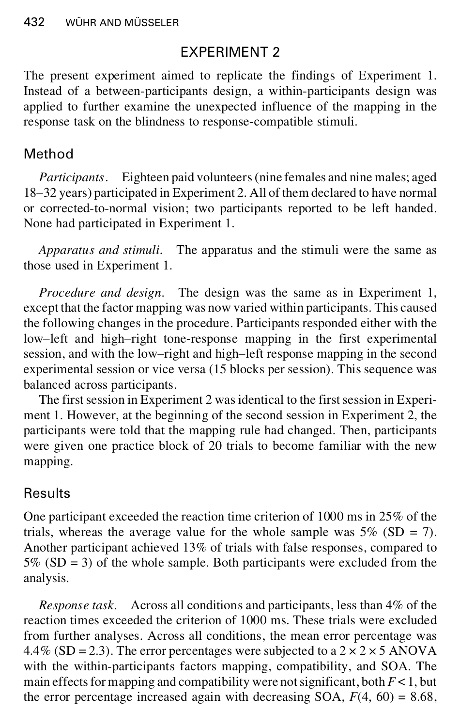## EXPERIMENT 2

The present experiment aimed to replicate the findings of Experiment 1. Instead of a between-participants design, a within-participants design was applied to further examine the unexpected influence of the mapping in the response task on the blindness to response-compatible stimuli.

### Method

*Participants*. Eighteen paid volunteers (nine females and nine males; aged 18–32 years) participated in Experiment 2. All of them declared to have normal or corrected-to-normal vision; two participants reported to be left handed. None had participated in Experiment 1.

*Apparatus and stimuli*. The apparatus and the stimuli were the same as those used in Experiment 1.

*Procedure and design*. The design was the same as in Experiment 1, except that the factor mapping was now varied within participants. This caused the following changes in the procedure. Participants responded either with the low–left and high–right tone-response mapping in the first experimental session, and with the low–right and high–left response mapping in the second experimental session or vice versa (15 blocks per session). This sequence was balanced across participants.

The first session in Experiment 2 was identical to the first session in Experiment 1. However, at the beginning of the second session in Experiment 2, the participants were told that the mapping rule had changed. Then, participants were given one practice block of 20 trials to become familiar with the new mapping.

### Results

One participant exceeded the reaction time criterion of 1000 ms in 25% of the trials, whereas the average value for the whole sample was 5% (SD = 7). Another participant achieved 13% of trials with false responses, compared to 5% (SD = 3) of the whole sample. Both participants were excluded from the analysis.

*Response task*. Across all conditions and participants, less than 4% of the reaction times exceeded the criterion of 1000 ms. These trials were excluded from further analyses. Across all conditions, the mean error percentage was 4.4% (SD = 2.3). The error percentages were subjected to a 2 × 2 × 5 ANOVA with the within-participants factors mapping, compatibility, and SOA. The main effects for mapping and compatibility were not significant, both $F < 1$, but the error percentage increased again with decreasing SOA, $F(4, 60) = 8.68$,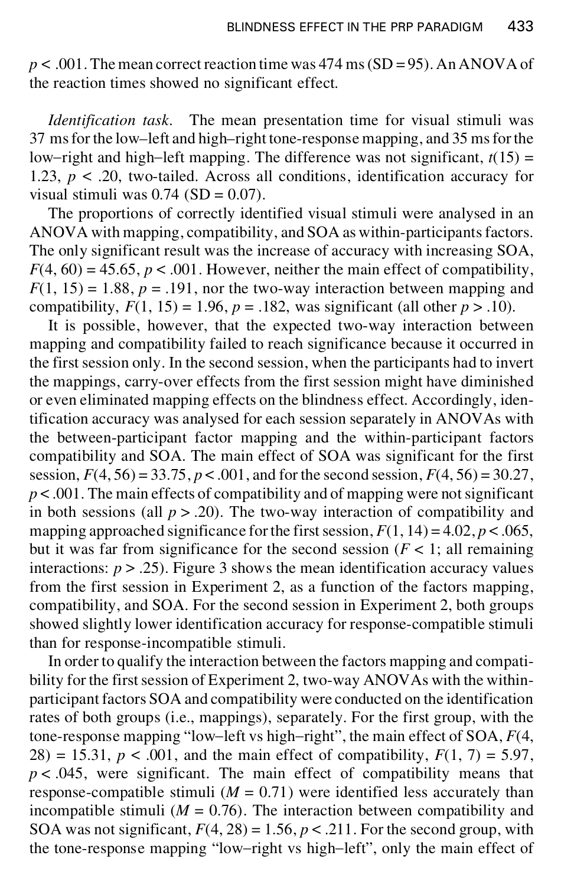$p < .001$. The mean correct reaction time was 474 ms (SD = 95). An ANOVA of the reaction times showed no significant effect.

*Identification task.* The mean presentation time for visual stimuli was 37 ms for the low–left and high–right tone-response mapping, and 35 ms for the low–right and high–left mapping. The difference was not significant, $t(15) = 1.23$, $p < .20$, two-tailed. Across all conditions, identification accuracy for visual stimuli was 0.74 (SD = 0.07).

The proportions of correctly identified visual stimuli were analysed in an ANOVA with mapping, compatibility, and SOA as within-participants factors. The only significant result was the increase of accuracy with increasing SOA, $F(4, 60) = 45.65$, $p < .001$. However, neither the main effect of compatibility, $F(1, 15) = 1.88$, $p = .191$, nor the two-way interaction between mapping and compatibility, $F(1, 15) = 1.96$, $p = .182$, was significant (all other $p > .10$).

It is possible, however, that the expected two-way interaction between mapping and compatibility failed to reach significance because it occurred in the first session only. In the second session, when the participants had to invert the mappings, carry-over effects from the first session might have diminished or even eliminated mapping effects on the blindness effect. Accordingly, identification accuracy was analysed for each session separately in ANOVAs with the between-participant factor mapping and the within-participant factors compatibility and SOA. The main effect of SOA was significant for the first session, $F(4, 56) = 33.75$, $p < .001$, and for the second session, $F(4, 56) = 30.27$, $p < .001$. The main effects of compatibility and of mapping were not significant in both sessions (all $p > .20$). The two-way interaction of compatibility and mapping approached significance for the first session, $F(1, 14) = 4.02$, $p < .065$, but it was far from significance for the second session ($F < 1$; all remaining interactions: $p > .25$). Figure 3 shows the mean identification accuracy values from the first session in Experiment 2, as a function of the factors mapping, compatibility, and SOA. For the second session in Experiment 2, both groups showed slightly lower identification accuracy for response-compatible stimuli than for response-incompatible stimuli.

In order to qualify the interaction between the factors mapping and compatibility for the first session of Experiment 2, two-way ANOVAs with the within-participant factors SOA and compatibility were conducted on the identification rates of both groups (i.e., mappings), separately. For the first group, with the tone-response mapping "low–left vs high–right", the main effect of SOA, $F(4, 28) = 15.31$, $p < .001$, and the main effect of compatibility, $F(1, 7) = 5.97$, $p < .045$, were significant. The main effect of compatibility means that response-compatible stimuli ($M = 0.71$) were identified less accurately than incompatible stimuli ($M = 0.76$). The interaction between compatibility and SOA was not significant, $F(4, 28) = 1.56$, $p < .211$. For the second group, with the tone-response mapping "low–right vs high–left", only the main effect of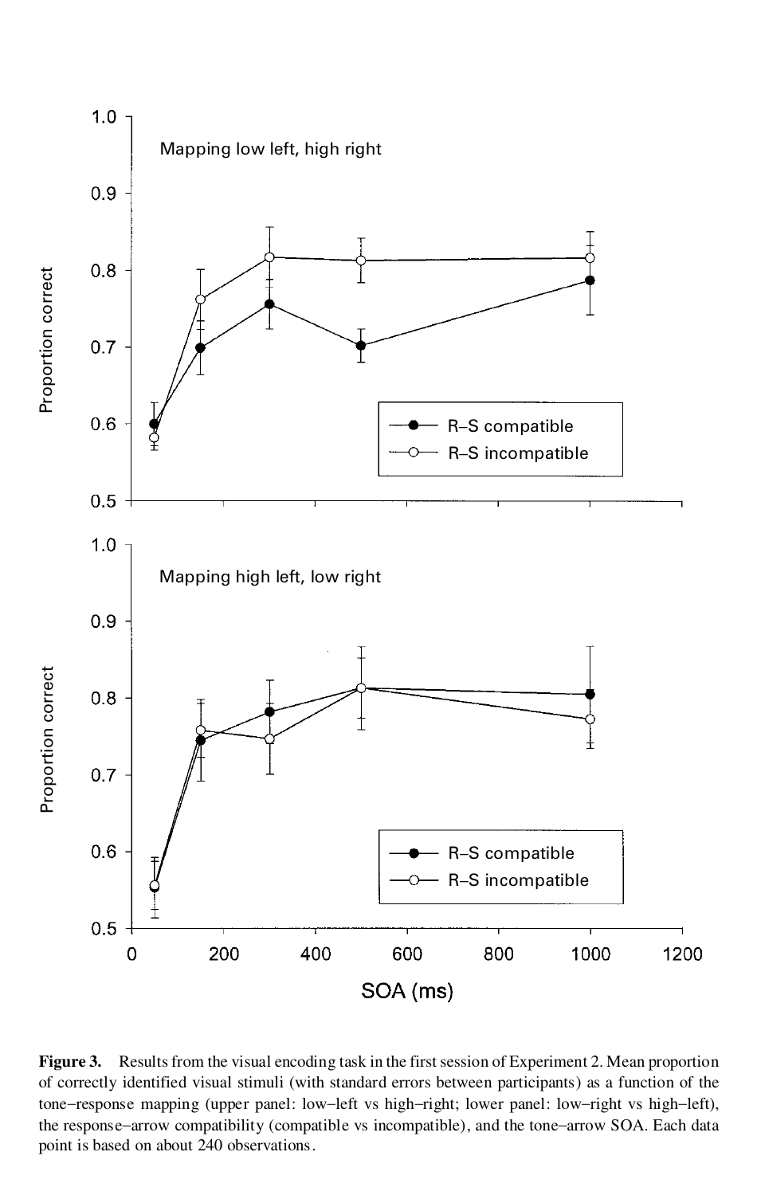**Figure 3.** Results from the visual encoding task in the first session of Experiment 2. Mean proportion of correctly identified visual stimuli (with standard errors between participants) as a function of the tone–response mapping (upper panel: low–left vs high–right; lower panel: low–right vs high–left), the response–arrow compatibility (compatible vs incompatible), and the tone–arrow SOA. Each data point is based on about 240 observations.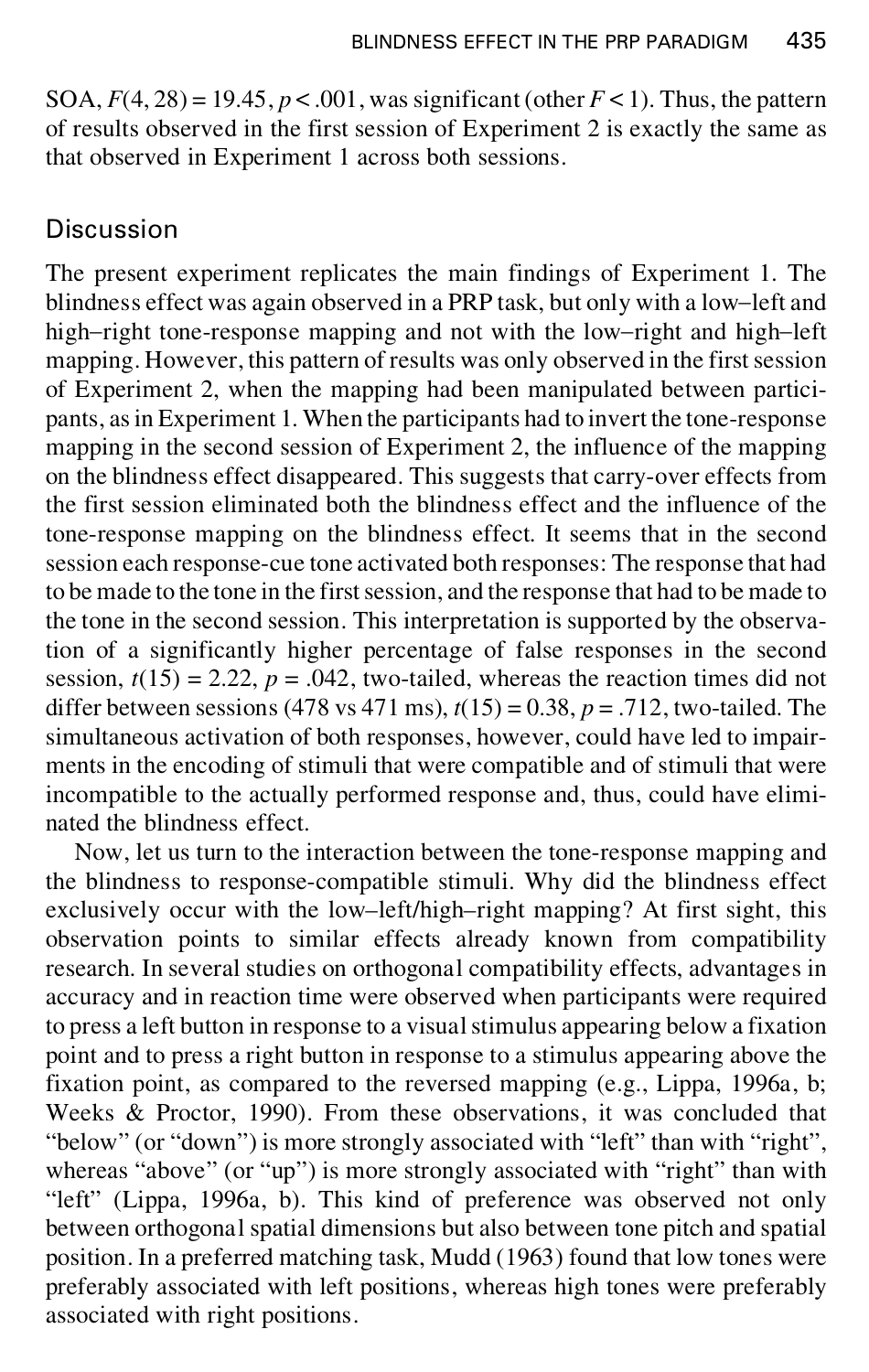SOA, $F(4, 28) = 19.45$, $p < .001$, was significant (other $F < 1$). Thus, the pattern of results observed in the first session of Experiment 2 is exactly the same as that observed in Experiment 1 across both sessions.

## Discussion

The present experiment replicates the main findings of Experiment 1. The blindness effect was again observed in a PRP task, but only with a low–left and high–right tone-response mapping and not with the low–right and high–left mapping. However, this pattern of results was only observed in the first session of Experiment 2, when the mapping had been manipulated between participants, as in Experiment 1. When the participants had to invert the tone-response mapping in the second session of Experiment 2, the influence of the mapping on the blindness effect disappeared. This suggests that carry-over effects from the first session eliminated both the blindness effect and the influence of the tone-response mapping on the blindness effect. It seems that in the second session each response-cue tone activated both responses: The response that had to be made to the tone in the first session, and the response that had to be made to the tone in the second session. This interpretation is supported by the observation of a significantly higher percentage of false responses in the second session, $t(15) = 2.22$, $p = .042$, two-tailed, whereas the reaction times did not differ between sessions (478 vs 471 ms), $t(15) = 0.38$, $p = .712$, two-tailed. The simultaneous activation of both responses, however, could have led to impairments in the encoding of stimuli that were compatible and of stimuli that were incompatible to the actually performed response and, thus, could have eliminated the blindness effect.

Now, let us turn to the interaction between the tone-response mapping and the blindness to response-compatible stimuli. Why did the blindness effect exclusively occur with the low–left/high–right mapping? At first sight, this observation points to similar effects already known from compatibility research. In several studies on orthogonal compatibility effects, advantages in accuracy and in reaction time were observed when participants were required to press a left button in response to a visual stimulus appearing below a fixation point and to press a right button in response to a stimulus appearing above the fixation point, as compared to the reversed mapping (e.g., Lippa, 1996a, b; Weeks & Proctor, 1990). From these observations, it was concluded that "below" (or "down") is more strongly associated with "left" than with "right", whereas "above" (or "up") is more strongly associated with "right" than with "left" (Lippa, 1996a, b). This kind of preference was observed not only between orthogonal spatial dimensions but also between tone pitch and spatial position. In a preferred matching task, Mudd (1963) found that low tones were preferably associated with left positions, whereas high tones were preferably associated with right positions.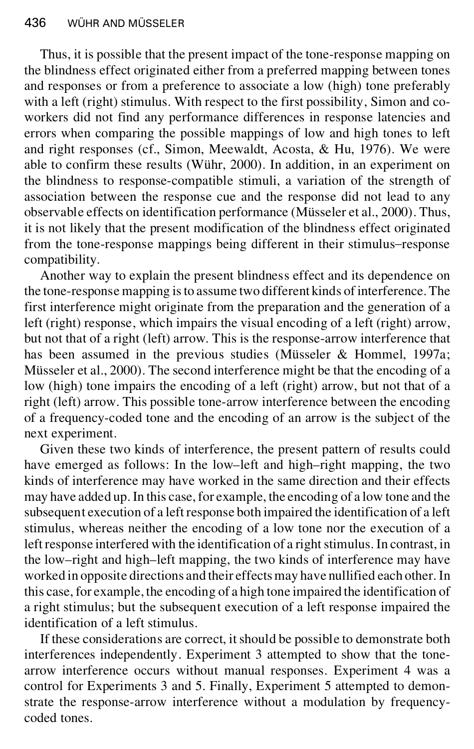Thus, it is possible that the present impact of the tone-response mapping on the blindness effect originated either from a preferred mapping between tones and responses or from a preference to associate a low (high) tone preferably with a left (right) stimulus. With respect to the first possibility, Simon and coworkers did not find any performance differences in response latencies and errors when comparing the possible mappings of low and high tones to left and right responses (cf., Simon, Meewaldt, Acosta, & Hu, 1976). We were able to confirm these results (Wühr, 2000). In addition, in an experiment on the blindness to response-compatible stimuli, a variation of the strength of association between the response cue and the response did not lead to any observable effects on identification performance (Müsseler et al., 2000). Thus, it is not likely that the present modification of the blindness effect originated from the tone-response mappings being different in their stimulus–response compatibility.

Another way to explain the present blindness effect and its dependence on the tone-response mapping is to assume two different kinds of interference. The first interference might originate from the preparation and the generation of a left (right) response, which impairs the visual encoding of a left (right) arrow, but not that of a right (left) arrow. This is the response-arrow interference that has been assumed in the previous studies (Müsseler & Hommel, 1997a; Müsseler et al., 2000). The second interference might be that the encoding of a low (high) tone impairs the encoding of a left (right) arrow, but not that of a right (left) arrow. This possible tone-arrow interference between the encoding of a frequency-coded tone and the encoding of an arrow is the subject of the next experiment.

Given these two kinds of interference, the present pattern of results could have emerged as follows: In the low–left and high–right mapping, the two kinds of interference may have worked in the same direction and their effects may have added up. In this case, for example, the encoding of a low tone and the subsequent execution of a left response both impaired the identification of a left stimulus, whereas neither the encoding of a low tone nor the execution of a left response interfered with the identification of a right stimulus. In contrast, in the low–right and high–left mapping, the two kinds of interference may have worked in opposite directions and their effects may have nullified each other. In this case, for example, the encoding of a high tone impaired the identification of a right stimulus; but the subsequent execution of a left response impaired the identification of a left stimulus.

If these considerations are correct, it should be possible to demonstrate both interferences independently. Experiment 3 attempted to show that the tone-arrow interference occurs without manual responses. Experiment 4 was a control for Experiments 3 and 5. Finally, Experiment 5 attempted to demonstrate the response-arrow interference without a modulation by frequency-coded tones.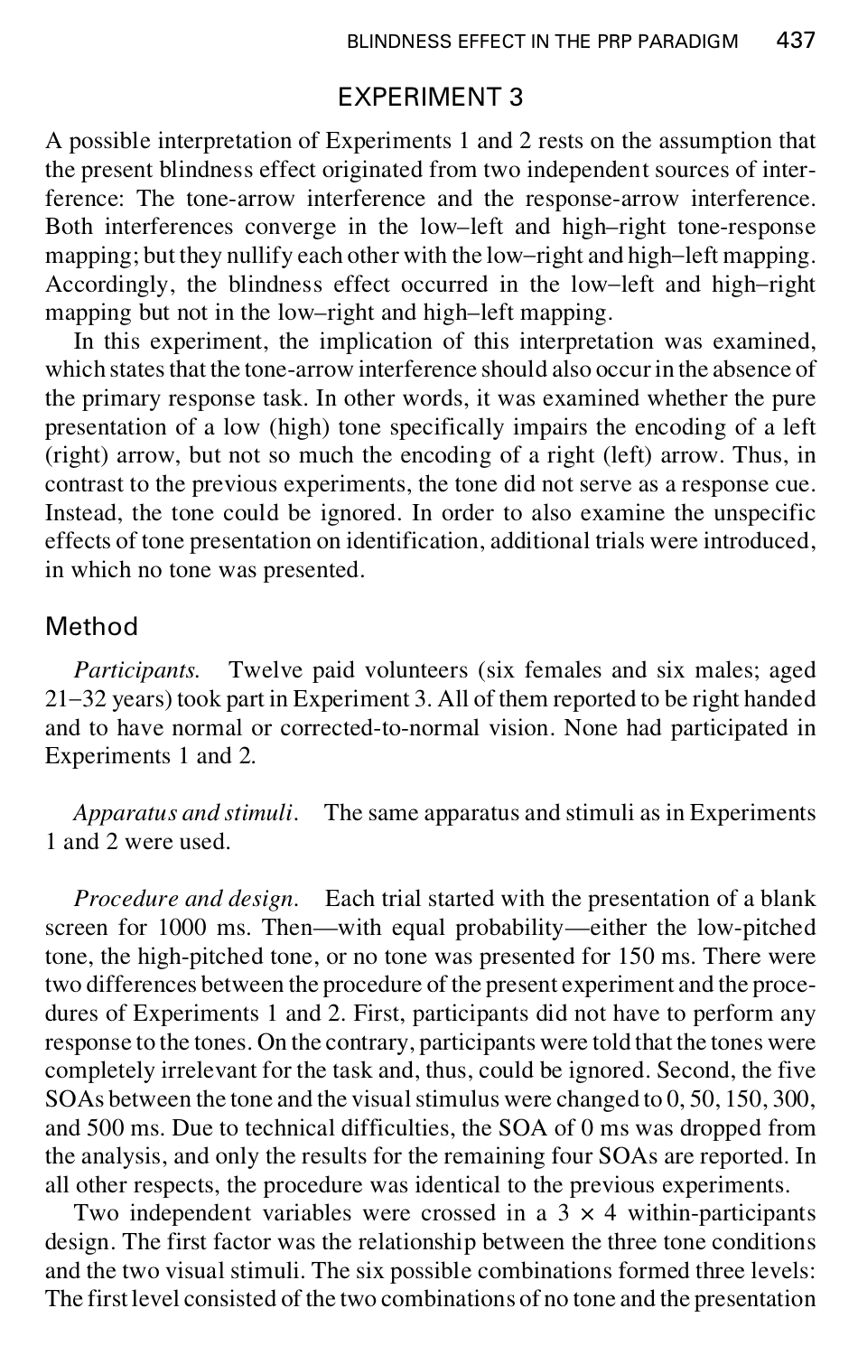## EXPERIMENT 3

A possible interpretation of Experiments 1 and 2 rests on the assumption that the present blindness effect originated from two independent sources of interference: The tone-arrow interference and the response-arrow interference. Both interferences converge in the low–left and high–right tone-response mapping; but they nullify each other with the low–right and high–left mapping. Accordingly, the blindness effect occurred in the low–left and high–right mapping but not in the low–right and high–left mapping.

In this experiment, the implication of this interpretation was examined, which states that the tone-arrow interference should also occur in the absence of the primary response task. In other words, it was examined whether the pure presentation of a low (high) tone specifically impairs the encoding of a left (right) arrow, but not so much the encoding of a right (left) arrow. Thus, in contrast to the previous experiments, the tone did not serve as a response cue. Instead, the tone could be ignored. In order to also examine the unspecific effects of tone presentation on identification, additional trials were introduced, in which no tone was presented.

### Method

*Participants.* Twelve paid volunteers (six females and six males; aged 21–32 years) took part in Experiment 3. All of them reported to be right handed and to have normal or corrected-to-normal vision. None had participated in Experiments 1 and 2.

*Apparatus and stimuli.* The same apparatus and stimuli as in Experiments 1 and 2 were used.

*Procedure and design.* Each trial started with the presentation of a blank screen for 1000 ms. Then—with equal probability—either the low-pitched tone, the high-pitched tone, or no tone was presented for 150 ms. There were two differences between the procedure of the present experiment and the procedures of Experiments 1 and 2. First, participants did not have to perform any response to the tones. On the contrary, participants were told that the tones were completely irrelevant for the task and, thus, could be ignored. Second, the five SOAs between the tone and the visual stimulus were changed to 0, 50, 150, 300, and 500 ms. Due to technical difficulties, the SOA of 0 ms was dropped from the analysis, and only the results for the remaining four SOAs are reported. In all other respects, the procedure was identical to the previous experiments.

Two independent variables were crossed in a $3 \times 4$ within-participants design. The first factor was the relationship between the three tone conditions and the two visual stimuli. The six possible combinations formed three levels: The first level consisted of the two combinations of no tone and the presentation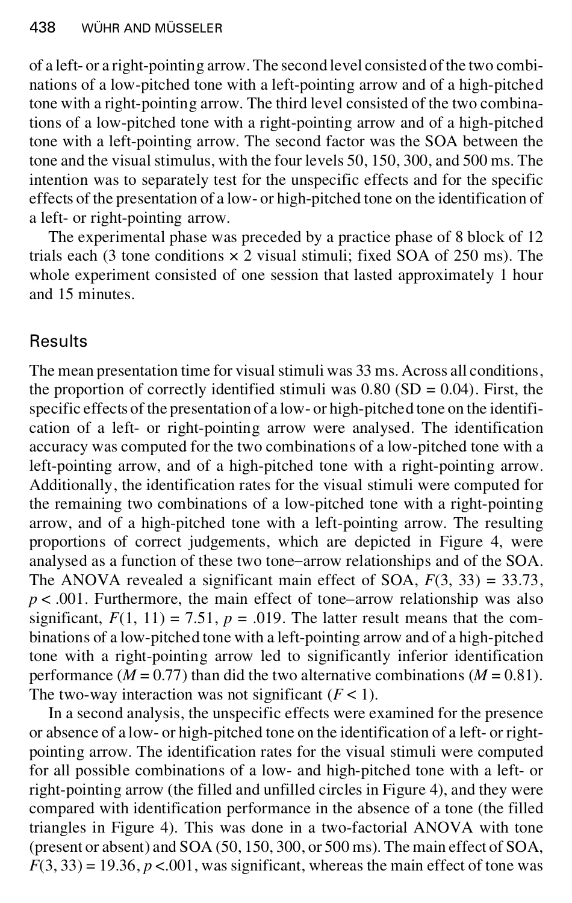of a left- or a right-pointing arrow. The second level consisted of the two combinations of a low-pitched tone with a left-pointing arrow and of a high-pitched tone with a right-pointing arrow. The third level consisted of the two combinations of a low-pitched tone with a right-pointing arrow and of a high-pitched tone with a left-pointing arrow. The second factor was the SOA between the tone and the visual stimulus, with the four levels 50, 150, 300, and 500 ms. The intention was to separately test for the unspecific effects and for the specific effects of the presentation of a low- or high-pitched tone on the identification of a left- or right-pointing arrow.

The experimental phase was preceded by a practice phase of 8 block of 12 trials each (3 tone conditions × 2 visual stimuli; fixed SOA of 250 ms). The whole experiment consisted of one session that lasted approximately 1 hour and 15 minutes.

## Results

The mean presentation time for visual stimuli was 33 ms. Across all conditions, the proportion of correctly identified stimuli was 0.80 (SD = 0.04). First, the specific effects of the presentation of a low- or high-pitched tone on the identification of a left- or right-pointing arrow were analysed. The identification accuracy was computed for the two combinations of a low-pitched tone with a left-pointing arrow, and of a high-pitched tone with a right-pointing arrow. Additionally, the identification rates for the visual stimuli were computed for the remaining two combinations of a low-pitched tone with a right-pointing arrow, and of a high-pitched tone with a left-pointing arrow. The resulting proportions of correct judgements, which are depicted in Figure 4, were analysed as a function of these two tone–arrow relationships and of the SOA. The ANOVA revealed a significant main effect of SOA, $F(3, 33) = 33.73$, $p < .001$. Furthermore, the main effect of tone–arrow relationship was also significant, $F(1, 11) = 7.51$, $p = .019$. The latter result means that the combinations of a low-pitched tone with a left-pointing arrow and of a high-pitched tone with a right-pointing arrow led to significantly inferior identification performance ($M = 0.77$) than did the two alternative combinations ($M = 0.81$). The two-way interaction was not significant ($F < 1$).

In a second analysis, the unspecific effects were examined for the presence or absence of a low- or high-pitched tone on the identification of a left- or right-pointing arrow. The identification rates for the visual stimuli were computed for all possible combinations of a low- and high-pitched tone with a left- or right-pointing arrow (the filled and unfilled circles in Figure 4), and they were compared with identification performance in the absence of a tone (the filled triangles in Figure 4). This was done in a two-factorial ANOVA with tone (present or absent) and SOA (50, 150, 300, or 500 ms). The main effect of SOA, $F(3, 33) = 19.36$, $p < .001$, was significant, whereas the main effect of tone was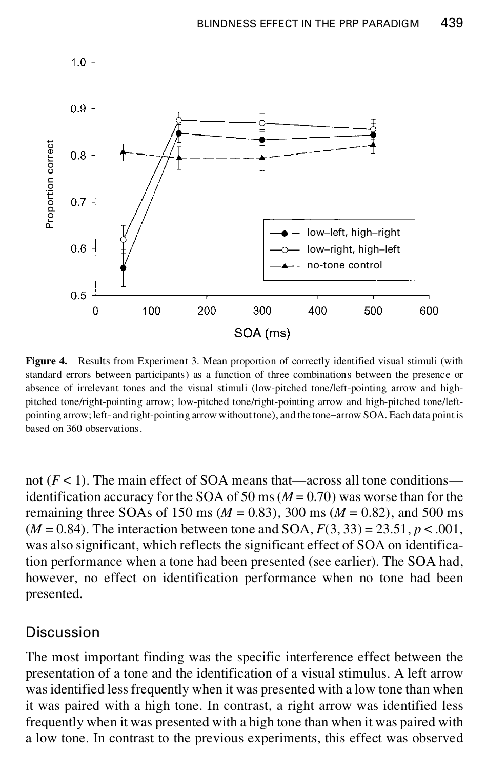**Figure 4.** Results from Experiment 3. Mean proportion of correctly identified visual stimuli (with standard errors between participants) as a function of three combinations between the presence or absence of irrelevant tones and the visual stimuli (low-pitched tone/left-pointing arrow and high-pitched tone/right-pointing arrow; low-pitched tone/right-pointing arrow and high-pitched tone/left-pointing arrow; left- and right-pointing arrow without tone), and the tone–arrow SOA. Each data point is based on 360 observations.

not ($F < 1$). The main effect of SOA means that—across all tone conditions—identification accuracy for the SOA of 50 ms ($M = 0.70$) was worse than for the remaining three SOAs of 150 ms ($M = 0.83$), 300 ms ($M = 0.82$), and 500 ms ($M = 0.84$). The interaction between tone and SOA, $F(3, 33) = 23.51$, $p < .001$, was also significant, which reflects the significant effect of SOA on identification performance when a tone had been presented (see earlier). The SOA had, however, no effect on identification performance when no tone had been presented.

## Discussion

The most important finding was the specific interference effect between the presentation of a tone and the identification of a visual stimulus. A left arrow was identified less frequently when it was presented with a low tone than when it was paired with a high tone. In contrast, a right arrow was identified less frequently when it was presented with a high tone than when it was paired with a low tone. In contrast to the previous experiments, this effect was observed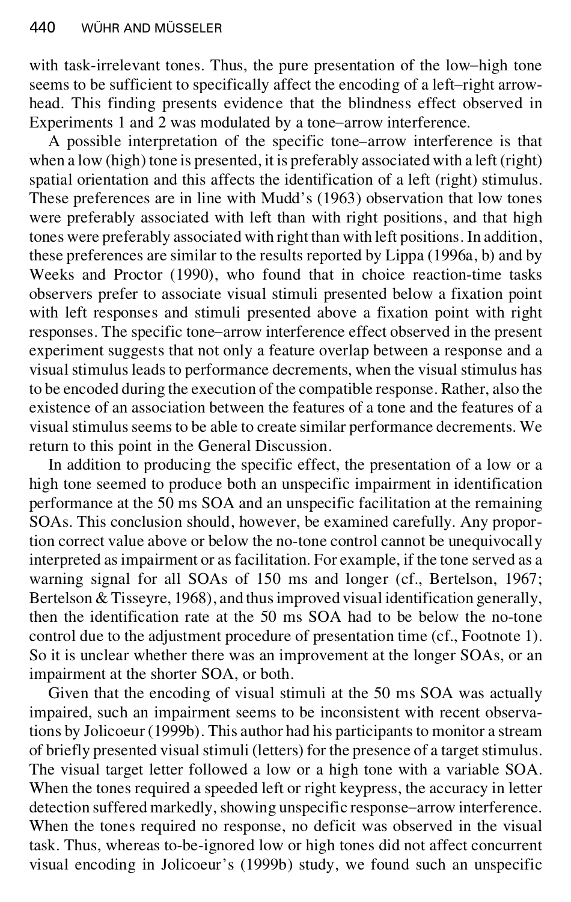with task-irrelevant tones. Thus, the pure presentation of the low–high tone seems to be sufficient to specifically affect the encoding of a left–right arrowhead. This finding presents evidence that the blindness effect observed in Experiments 1 and 2 was modulated by a tone–arrow interference.

A possible interpretation of the specific tone–arrow interference is that when a low (high) tone is presented, it is preferably associated with a left (right) spatial orientation and this affects the identification of a left (right) stimulus. These preferences are in line with Mudd's (1963) observation that low tones were preferably associated with left than with right positions, and that high tones were preferably associated with right than with left positions. In addition, these preferences are similar to the results reported by Lippa (1996a, b) and by Weeks and Proctor (1990), who found that in choice reaction-time tasks observers prefer to associate visual stimuli presented below a fixation point with left responses and stimuli presented above a fixation point with right responses. The specific tone–arrow interference effect observed in the present experiment suggests that not only a feature overlap between a response and a visual stimulus leads to performance decrements, when the visual stimulus has to be encoded during the execution of the compatible response. Rather, also the existence of an association between the features of a tone and the features of a visual stimulus seems to be able to create similar performance decrements. We return to this point in the General Discussion.

In addition to producing the specific effect, the presentation of a low or a high tone seemed to produce both an unspecific impairment in identification performance at the 50 ms SOA and an unspecific facilitation at the remaining SOAs. This conclusion should, however, be examined carefully. Any proportion correct value above or below the no-tone control cannot be unequivocally interpreted as impairment or as facilitation. For example, if the tone served as a warning signal for all SOAs of 150 ms and longer (cf., Bertelson, 1967; Bertelson & Tisseyre, 1968), and thus improved visual identification generally, then the identification rate at the 50 ms SOA had to be below the no-tone control due to the adjustment procedure of presentation time (cf., Footnote 1). So it is unclear whether there was an improvement at the longer SOAs, or an impairment at the shorter SOA, or both.

Given that the encoding of visual stimuli at the 50 ms SOA was actually impaired, such an impairment seems to be inconsistent with recent observations by Jolicoeur (1999b). This author had his participants to monitor a stream of briefly presented visual stimuli (letters) for the presence of a target stimulus. The visual target letter followed a low or a high tone with a variable SOA. When the tones required a speeded left or right keypress, the accuracy in letter detection suffered markedly, showing unspecific response–arrow interference. When the tones required no response, no deficit was observed in the visual task. Thus, whereas to-be-ignored low or high tones did not affect concurrent visual encoding in Jolicoeur's (1999b) study, we found such an unspecific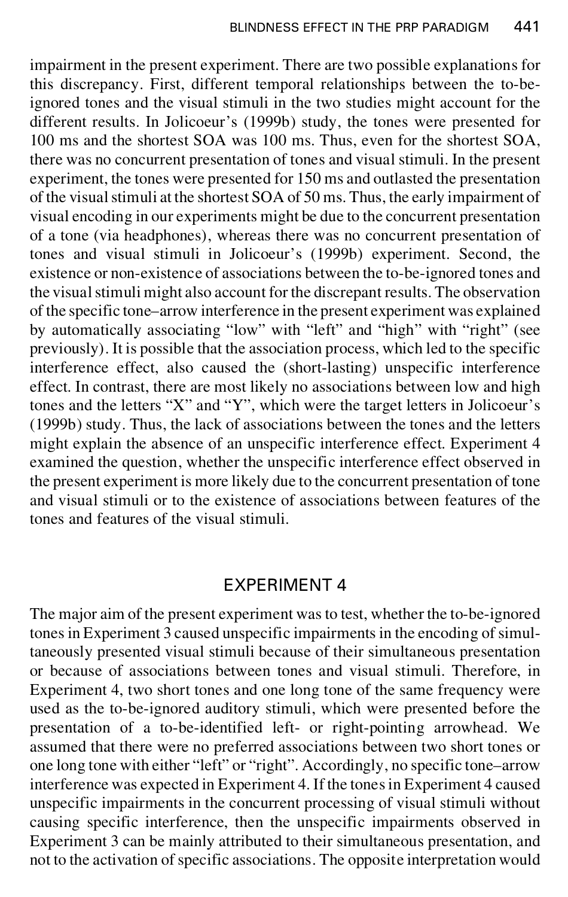impairment in the present experiment. There are two possible explanations for this discrepancy. First, different temporal relationships between the to-be-ignored tones and the visual stimuli in the two studies might account for the different results. In Jolicoeur's (1999b) study, the tones were presented for 100 ms and the shortest SOA was 100 ms. Thus, even for the shortest SOA, there was no concurrent presentation of tones and visual stimuli. In the present experiment, the tones were presented for 150 ms and outlasted the presentation of the visual stimuli at the shortest SOA of 50 ms. Thus, the early impairment of visual encoding in our experiments might be due to the concurrent presentation of a tone (via headphones), whereas there was no concurrent presentation of tones and visual stimuli in Jolicoeur's (1999b) experiment. Second, the existence or non-existence of associations between the to-be-ignored tones and the visual stimuli might also account for the discrepant results. The observation of the specific tone–arrow interference in the present experiment was explained by automatically associating "low" with "left" and "high" with "right" (see previously). It is possible that the association process, which led to the specific interference effect, also caused the (short-lasting) unspecific interference effect. In contrast, there are most likely no associations between low and high tones and the letters "X" and "Y", which were the target letters in Jolicoeur's (1999b) study. Thus, the lack of associations between the tones and the letters might explain the absence of an unspecific interference effect. Experiment 4 examined the question, whether the unspecific interference effect observed in the present experiment is more likely due to the concurrent presentation of tone and visual stimuli or to the existence of associations between features of the tones and features of the visual stimuli.

## EXPERIMENT 4

The major aim of the present experiment was to test, whether the to-be-ignored tones in Experiment 3 caused unspecific impairments in the encoding of simultaneously presented visual stimuli because of their simultaneous presentation or because of associations between tones and visual stimuli. Therefore, in Experiment 4, two short tones and one long tone of the same frequency were used as the to-be-ignored auditory stimuli, which were presented before the presentation of a to-be-identified left- or right-pointing arrowhead. We assumed that there were no preferred associations between two short tones or one long tone with either "left" or "right". Accordingly, no specific tone–arrow interference was expected in Experiment 4. If the tones in Experiment 4 caused unspecific impairments in the concurrent processing of visual stimuli without causing specific interference, then the unspecific impairments observed in Experiment 3 can be mainly attributed to their simultaneous presentation, and not to the activation of specific associations. The opposite interpretation would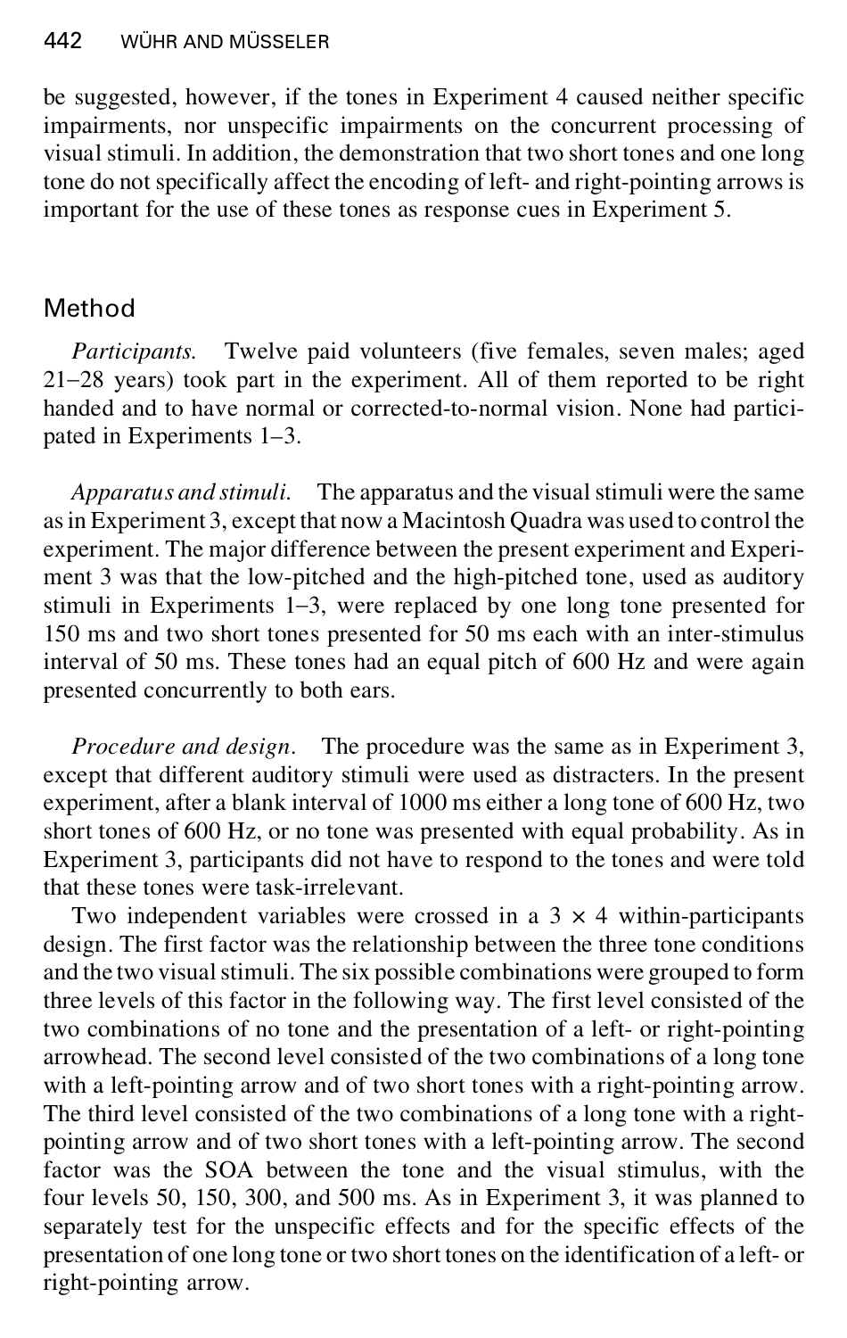be suggested, however, if the tones in Experiment 4 caused neither specific impairments, nor unspecific impairments on the concurrent processing of visual stimuli. In addition, the demonstration that two short tones and one long tone do not specifically affect the encoding of left- and right-pointing arrows is important for the use of these tones as response cues in Experiment 5.

## Method

*Participants.* Twelve paid volunteers (five females, seven males; aged 21–28 years) took part in the experiment. All of them reported to be right handed and to have normal or corrected-to-normal vision. None had participated in Experiments 1–3.

*Apparatus and stimuli.* The apparatus and the visual stimuli were the same as in Experiment 3, except that now a Macintosh Quadra was used to control the experiment. The major difference between the present experiment and Experiment 3 was that the low-pitched and the high-pitched tone, used as auditory stimuli in Experiments 1–3, were replaced by one long tone presented for 150 ms and two short tones presented for 50 ms each with an inter-stimulus interval of 50 ms. These tones had an equal pitch of 600 Hz and were again presented concurrently to both ears.

*Procedure and design.* The procedure was the same as in Experiment 3, except that different auditory stimuli were used as distracters. In the present experiment, after a blank interval of 1000 ms either a long tone of 600 Hz, two short tones of 600 Hz, or no tone was presented with equal probability. As in Experiment 3, participants did not have to respond to the tones and were told that these tones were task-irrelevant.

Two independent variables were crossed in a $3 \times 4$ within-participants design. The first factor was the relationship between the three tone conditions and the two visual stimuli. The six possible combinations were grouped to form three levels of this factor in the following way. The first level consisted of the two combinations of no tone and the presentation of a left- or right-pointing arrowhead. The second level consisted of the two combinations of a long tone with a left-pointing arrow and of two short tones with a right-pointing arrow. The third level consisted of the two combinations of a long tone with a right-pointing arrow and of two short tones with a left-pointing arrow. The second factor was the SOA between the tone and the visual stimulus, with the four levels 50, 150, 300, and 500 ms. As in Experiment 3, it was planned to separately test for the unspecific effects and for the specific effects of the presentation of one long tone or two short tones on the identification of a left- or right-pointing arrow.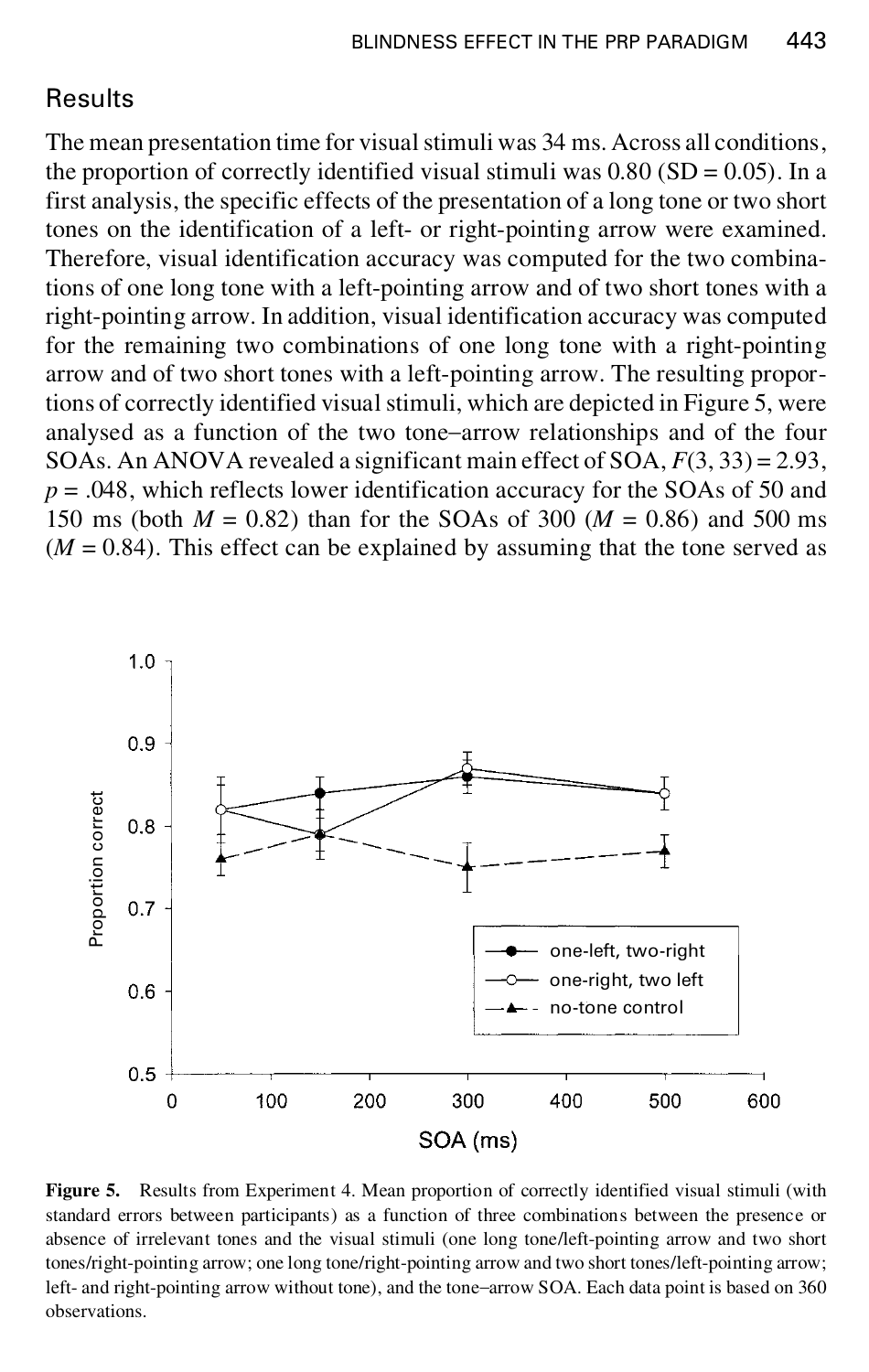## Results

The mean presentation time for visual stimuli was 34 ms. Across all conditions, the proportion of correctly identified visual stimuli was 0.80 (SD = 0.05). In a first analysis, the specific effects of the presentation of a long tone or two short tones on the identification of a left- or right-pointing arrow were examined. Therefore, visual identification accuracy was computed for the two combinations of one long tone with a left-pointing arrow and of two short tones with a right-pointing arrow. In addition, visual identification accuracy was computed for the remaining two combinations of one long tone with a right-pointing arrow and of two short tones with a left-pointing arrow. The resulting proportions of correctly identified visual stimuli, which are depicted in Figure 5, were analysed as a function of the two tone–arrow relationships and of the four SOAs. An ANOVA revealed a significant main effect of SOA, $F(3, 33) = 2.93$, $p = .048$, which reflects lower identification accuracy for the SOAs of 50 and 150 ms (both $M = 0.82$) than for the SOAs of 300 ($M = 0.86$) and 500 ms ($M = 0.84$). This effect can be explained by assuming that the tone served as

**Figure 5.** Results from Experiment 4. Mean proportion of correctly identified visual stimuli (with standard errors between participants) as a function of three combinations between the presence or absence of irrelevant tones and the visual stimuli (one long tone/left-pointing arrow and two short tones/right-pointing arrow; one long tone/right-pointing arrow and two short tones/left-pointing arrow; left- and right-pointing arrow without tone), and the tone–arrow SOA. Each data point is based on 360 observations.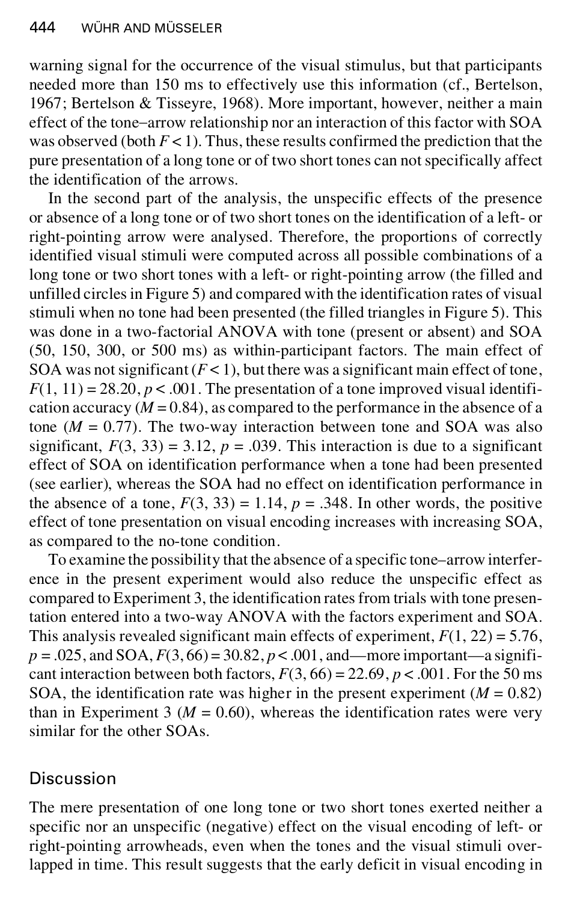warning signal for the occurrence of the visual stimulus, but that participants needed more than 150 ms to effectively use this information (cf., Bertelson, 1967; Bertelson & Tisseyre, 1968). More important, however, neither a main effect of the tone–arrow relationship nor an interaction of this factor with SOA was observed (both $F < 1$). Thus, these results confirmed the prediction that the pure presentation of a long tone or of two short tones can not specifically affect the identification of the arrows.

In the second part of the analysis, the unspecific effects of the presence or absence of a long tone or of two short tones on the identification of a left- or right-pointing arrow were analysed. Therefore, the proportions of correctly identified visual stimuli were computed across all possible combinations of a long tone or two short tones with a left- or right-pointing arrow (the filled and unfilled circles in Figure 5) and compared with the identification rates of visual stimuli when no tone had been presented (the filled triangles in Figure 5). This was done in a two-factorial ANOVA with tone (present or absent) and SOA (50, 150, 300, or 500 ms) as within-participant factors. The main effect of SOA was not significant ($F < 1$), but there was a significant main effect of tone, $F(1, 11) = 28.20$, $p < .001$. The presentation of a tone improved visual identification accuracy ($M = 0.84$), as compared to the performance in the absence of a tone ($M = 0.77$). The two-way interaction between tone and SOA was also significant, $F(3, 33) = 3.12$, $p = .039$. This interaction is due to a significant effect of SOA on identification performance when a tone had been presented (see earlier), whereas the SOA had no effect on identification performance in the absence of a tone, $F(3, 33) = 1.14$, $p = .348$. In other words, the positive effect of tone presentation on visual encoding increases with increasing SOA, as compared to the no-tone condition.

To examine the possibility that the absence of a specific tone–arrow interference in the present experiment would also reduce the unspecific effect as compared to Experiment 3, the identification rates from trials with tone presentation entered into a two-way ANOVA with the factors experiment and SOA. This analysis revealed significant main effects of experiment, $F(1, 22) = 5.76$, $p = .025$, and SOA, $F(3, 66) = 30.82$, $p < .001$, and—more important—a significant interaction between both factors, $F(3, 66) = 22.69$, $p < .001$. For the 50 ms SOA, the identification rate was higher in the present experiment ($M = 0.82$) than in Experiment 3 ($M = 0.60$), whereas the identification rates were very similar for the other SOAs.

## Discussion

The mere presentation of one long tone or two short tones exerted neither a specific nor an unspecific (negative) effect on the visual encoding of left- or right-pointing arrowheads, even when the tones and the visual stimuli overlapped in time. This result suggests that the early deficit in visual encoding in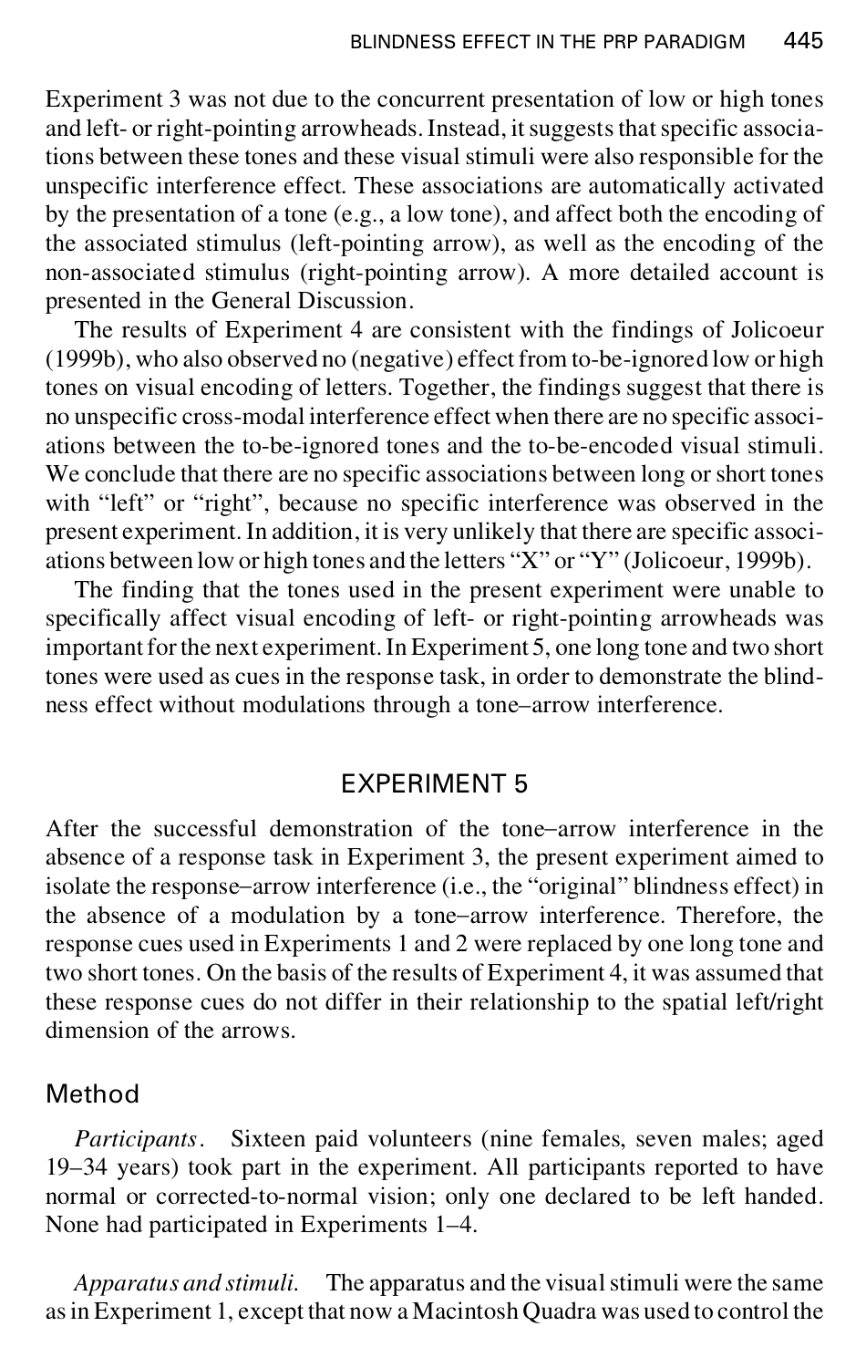Experiment 3 was not due to the concurrent presentation of low or high tones and left- or right-pointing arrowheads. Instead, it suggests that specific associations between these tones and these visual stimuli were also responsible for the unspecific interference effect. These associations are automatically activated by the presentation of a tone (e.g., a low tone), and affect both the encoding of the associated stimulus (left-pointing arrow), as well as the encoding of the non-associated stimulus (right-pointing arrow). A more detailed account is presented in the General Discussion.

The results of Experiment 4 are consistent with the findings of Jolicoeur (1999b), who also observed no (negative) effect from to-be-ignored low or high tones on visual encoding of letters. Together, the findings suggest that there is no unspecific cross-modal interference effect when there are no specific associations between the to-be-ignored tones and the to-be-encoded visual stimuli. We conclude that there are no specific associations between long or short tones with "left" or "right", because no specific interference was observed in the present experiment. In addition, it is very unlikely that there are specific associations between low or high tones and the letters "X" or "Y" (Jolicoeur, 1999b).

The finding that the tones used in the present experiment were unable to specifically affect visual encoding of left- or right-pointing arrowheads was important for the next experiment. In Experiment 5, one long tone and two short tones were used as cues in the response task, in order to demonstrate the blindness effect without modulations through a tone–arrow interference.

## EXPERIMENT 5

After the successful demonstration of the tone–arrow interference in the absence of a response task in Experiment 3, the present experiment aimed to isolate the response–arrow interference (i.e., the "original" blindness effect) in the absence of a modulation by a tone–arrow interference. Therefore, the response cues used in Experiments 1 and 2 were replaced by one long tone and two short tones. On the basis of the results of Experiment 4, it was assumed that these response cues do not differ in their relationship to the spatial left/right dimension of the arrows.

### Method

*Participants*. Sixteen paid volunteers (nine females, seven males; aged 19–34 years) took part in the experiment. All participants reported to have normal or corrected-to-normal vision; only one declared to be left handed. None had participated in Experiments 1–4.

*Apparatus and stimuli.* The apparatus and the visual stimuli were the same as in Experiment 1, except that now a Macintosh Quadra was used to control the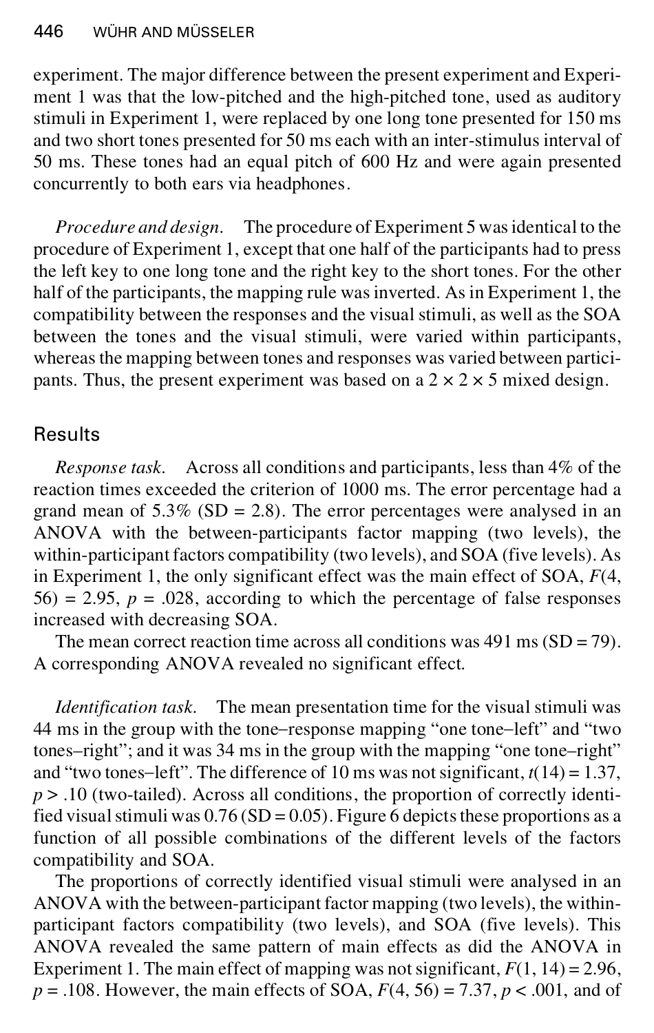experiment. The major difference between the present experiment and Experiment 1 was that the low-pitched and the high-pitched tone, used as auditory stimuli in Experiment 1, were replaced by one long tone presented for 150 ms and two short tones presented for 50 ms each with an inter-stimulus interval of 50 ms. These tones had an equal pitch of 600 Hz and were again presented concurrently to both ears via headphones.

*Procedure and design.* The procedure of Experiment 5 was identical to the procedure of Experiment 1, except that one half of the participants had to press the left key to one long tone and the right key to the short tones. For the other half of the participants, the mapping rule was inverted. As in Experiment 1, the compatibility between the responses and the visual stimuli, as well as the SOA between the tones and the visual stimuli, were varied within participants, whereas the mapping between tones and responses was varied between participants. Thus, the present experiment was based on a $2 \times 2 \times 5$ mixed design.

## Results

*Response task.* Across all conditions and participants, less than 4% of the reaction times exceeded the criterion of 1000 ms. The error percentage had a grand mean of 5.3% (SD = 2.8). The error percentages were analysed in an ANOVA with the between-participants factor mapping (two levels), the within-participant factors compatibility (two levels), and SOA (five levels). As in Experiment 1, the only significant effect was the main effect of SOA, $F(4, 56) = 2.95$, $p = .028$, according to which the percentage of false responses increased with decreasing SOA.

The mean correct reaction time across all conditions was 491 ms (SD = 79). A corresponding ANOVA revealed no significant effect.

*Identification task.* The mean presentation time for the visual stimuli was 44 ms in the group with the tone–response mapping "one tone–left" and "two tones–right"; and it was 34 ms in the group with the mapping "one tone–right" and "two tones–left". The difference of 10 ms was not significant, $t(14) = 1.37$, $p > .10$ (two-tailed). Across all conditions, the proportion of correctly identified visual stimuli was 0.76 (SD = 0.05). Figure 6 depicts these proportions as a function of all possible combinations of the different levels of the factors compatibility and SOA.

The proportions of correctly identified visual stimuli were analysed in an ANOVA with the between-participant factor mapping (two levels), the within-participant factors compatibility (two levels), and SOA (five levels). This ANOVA revealed the same pattern of main effects as did the ANOVA in Experiment 1. The main effect of mapping was not significant, $F(1, 14) = 2.96$, $p = .108$. However, the main effects of SOA, $F(4, 56) = 7.37$, $p < .001$, and of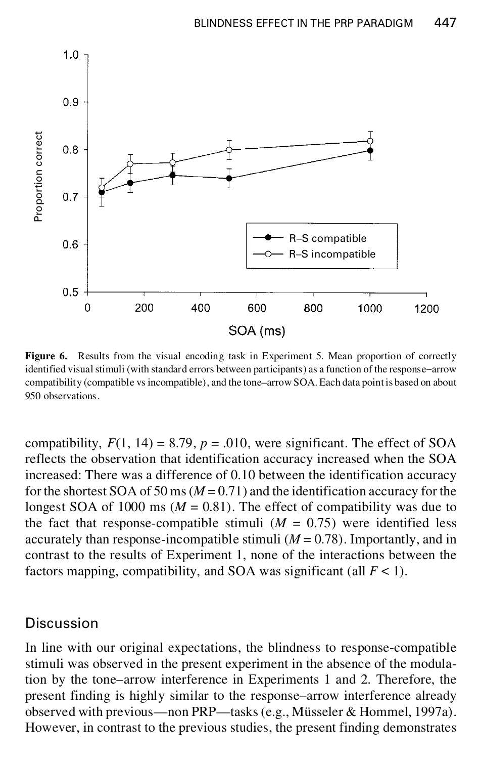**Figure 6.** Results from the visual encoding task in Experiment 5. Mean proportion of correctly identified visual stimuli (with standard errors between participants) as a function of the response–arrow compatibility (compatible vs incompatible), and the tone–arrow SOA. Each data point is based on about 950 observations.

compatibility, $F(1, 14) = 8.79$, $p = .010$, were significant. The effect of SOA reflects the observation that identification accuracy increased when the SOA increased: There was a difference of 0.10 between the identification accuracy for the shortest SOA of 50 ms ($M = 0.71$) and the identification accuracy for the longest SOA of 1000 ms ($M = 0.81$). The effect of compatibility was due to the fact that response-compatible stimuli ($M = 0.75$) were identified less accurately than response-incompatible stimuli ($M = 0.78$). Importantly, and in contrast to the results of Experiment 1, none of the interactions between the factors mapping, compatibility, and SOA was significant (all $F < 1$).

## Discussion

In line with our original expectations, the blindness to response-compatible stimuli was observed in the present experiment in the absence of the modulation by the tone–arrow interference in Experiments 1 and 2. Therefore, the present finding is highly similar to the response–arrow interference already observed with previous—non PRP—tasks (e.g., Müsseler & Hommel, 1997a). However, in contrast to the previous studies, the present finding demonstrates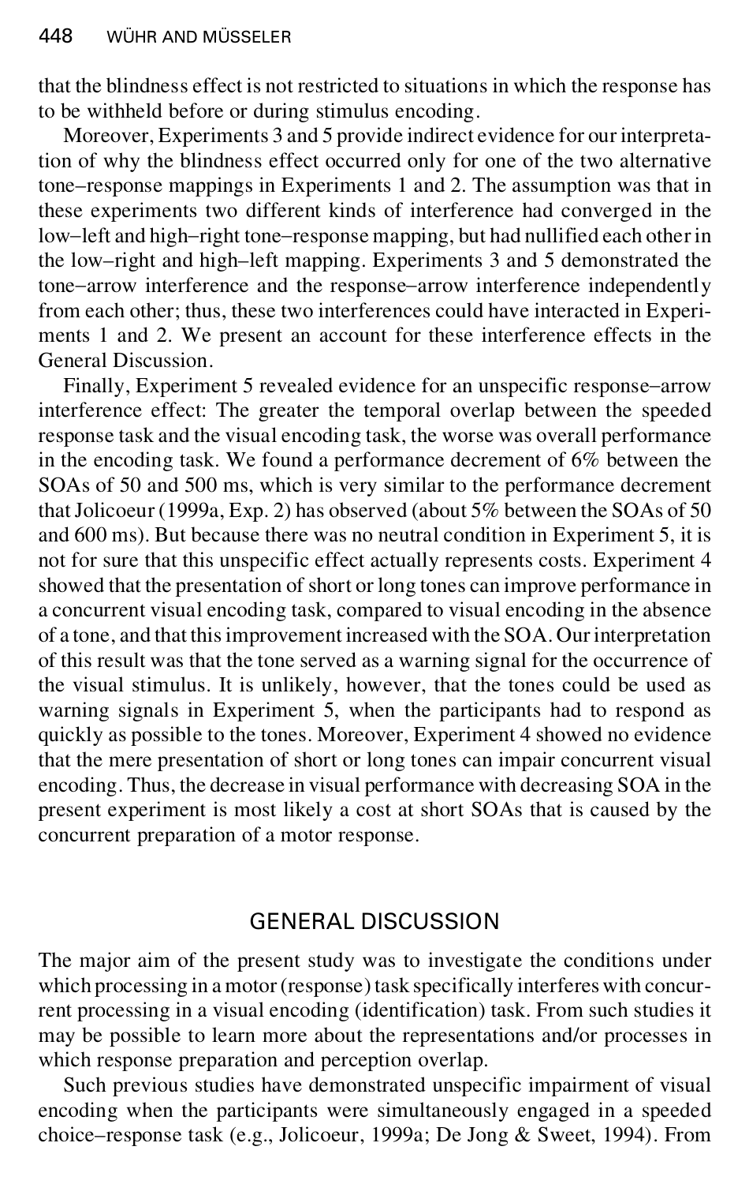that the blindness effect is not restricted to situations in which the response has to be withheld before or during stimulus encoding.

Moreover, Experiments 3 and 5 provide indirect evidence for our interpretation of why the blindness effect occurred only for one of the two alternative tone–response mappings in Experiments 1 and 2. The assumption was that in these experiments two different kinds of interference had converged in the low–left and high–right tone–response mapping, but had nullified each other in the low–right and high–left mapping. Experiments 3 and 5 demonstrated the tone–arrow interference and the response–arrow interference independently from each other; thus, these two interferences could have interacted in Experiments 1 and 2. We present an account for these interference effects in the General Discussion.

Finally, Experiment 5 revealed evidence for an unspecific response–arrow interference effect: The greater the temporal overlap between the speeded response task and the visual encoding task, the worse was overall performance in the encoding task. We found a performance decrement of 6% between the SOAs of 50 and 500 ms, which is very similar to the performance decrement that Jolicoeur (1999a, Exp. 2) has observed (about 5% between the SOAs of 50 and 600 ms). But because there was no neutral condition in Experiment 5, it is not for sure that this unspecific effect actually represents costs. Experiment 4 showed that the presentation of short or long tones can improve performance in a concurrent visual encoding task, compared to visual encoding in the absence of a tone, and that this improvement increased with the SOA. Our interpretation of this result was that the tone served as a warning signal for the occurrence of the visual stimulus. It is unlikely, however, that the tones could be used as warning signals in Experiment 5, when the participants had to respond as quickly as possible to the tones. Moreover, Experiment 4 showed no evidence that the mere presentation of short or long tones can impair concurrent visual encoding. Thus, the decrease in visual performance with decreasing SOA in the present experiment is most likely a cost at short SOAs that is caused by the concurrent preparation of a motor response.

## GENERAL DISCUSSION

The major aim of the present study was to investigate the conditions under which processing in a motor (response) task specifically interferes with concurrent processing in a visual encoding (identification) task. From such studies it may be possible to learn more about the representations and/or processes in which response preparation and perception overlap.

Such previous studies have demonstrated unspecific impairment of visual encoding when the participants were simultaneously engaged in a speeded choice–response task (e.g., Jolicoeur, 1999a; De Jong & Sweet, 1994). From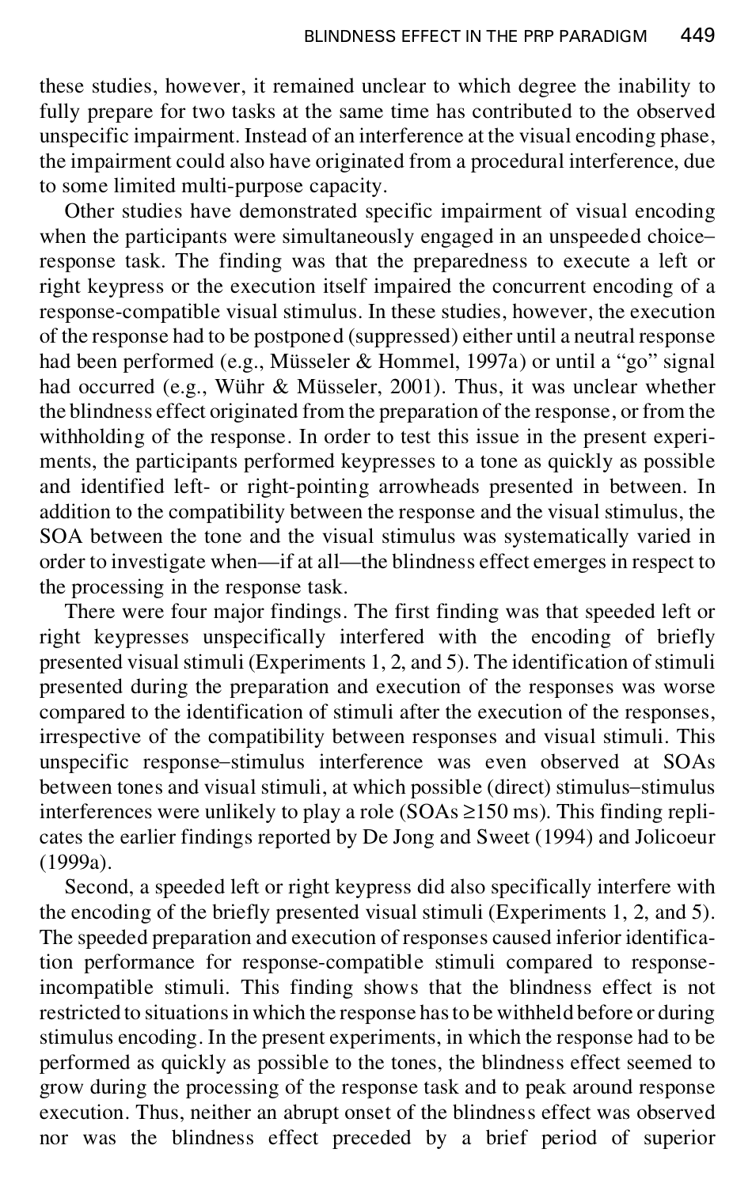these studies, however, it remained unclear to which degree the inability to fully prepare for two tasks at the same time has contributed to the observed unspecific impairment. Instead of an interference at the visual encoding phase, the impairment could also have originated from a procedural interference, due to some limited multi-purpose capacity.

Other studies have demonstrated specific impairment of visual encoding when the participants were simultaneously engaged in an unspeeded choice–response task. The finding was that the preparedness to execute a left or right keypress or the execution itself impaired the concurrent encoding of a response-compatible visual stimulus. In these studies, however, the execution of the response had to be postponed (suppressed) either until a neutral response had been performed (e.g., Müsseler & Hommel, 1997a) or until a "go" signal had occurred (e.g., Wühr & Müsseler, 2001). Thus, it was unclear whether the blindness effect originated from the preparation of the response, or from the withholding of the response. In order to test this issue in the present experiments, the participants performed keypresses to a tone as quickly as possible and identified left- or right-pointing arrowheads presented in between. In addition to the compatibility between the response and the visual stimulus, the SOA between the tone and the visual stimulus was systematically varied in order to investigate when—if at all—the blindness effect emerges in respect to the processing in the response task.

There were four major findings. The first finding was that speeded left or right keypresses unspecifically interfered with the encoding of briefly presented visual stimuli (Experiments 1, 2, and 5). The identification of stimuli presented during the preparation and execution of the responses was worse compared to the identification of stimuli after the execution of the responses, irrespective of the compatibility between responses and visual stimuli. This unspecific response–stimulus interference was even observed at SOAs between tones and visual stimuli, at which possible (direct) stimulus–stimulus interferences were unlikely to play a role (SOAs $\geq$150 ms). This finding replicates the earlier findings reported by De Jong and Sweet (1994) and Jolicoeur (1999a).

Second, a speeded left or right keypress did also specifically interfere with the encoding of the briefly presented visual stimuli (Experiments 1, 2, and 5). The speeded preparation and execution of responses caused inferior identification performance for response-compatible stimuli compared to response-incompatible stimuli. This finding shows that the blindness effect is not restricted to situations in which the response has to be withheld before or during stimulus encoding. In the present experiments, in which the response had to be performed as quickly as possible to the tones, the blindness effect seemed to grow during the processing of the response task and to peak around response execution. Thus, neither an abrupt onset of the blindness effect was observed nor was the blindness effect preceded by a brief period of superior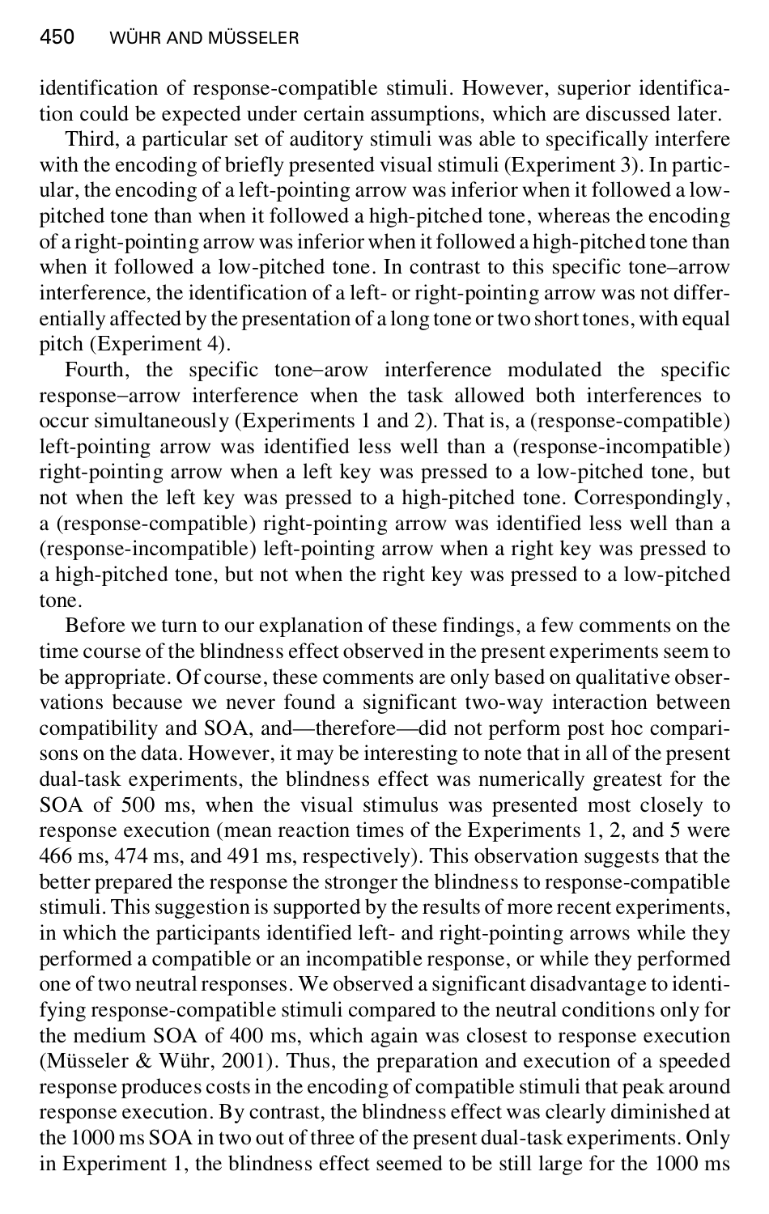identification of response-compatible stimuli. However, superior identification could be expected under certain assumptions, which are discussed later.

Third, a particular set of auditory stimuli was able to specifically interfere with the encoding of briefly presented visual stimuli (Experiment 3). In particular, the encoding of a left-pointing arrow was inferior when it followed a low-pitched tone than when it followed a high-pitched tone, whereas the encoding of a right-pointing arrow was inferior when it followed a high-pitched tone than when it followed a low-pitched tone. In contrast to this specific tone–arrow interference, the identification of a left- or right-pointing arrow was not differentially affected by the presentation of a long tone or two short tones, with equal pitch (Experiment 4).

Fourth, the specific tone–arow interference modulated the specific response–arrow interference when the task allowed both interferences to occur simultaneously (Experiments 1 and 2). That is, a (response-compatible) left-pointing arrow was identified less well than a (response-incompatible) right-pointing arrow when a left key was pressed to a low-pitched tone, but not when the left key was pressed to a high-pitched tone. Correspondingly, a (response-compatible) right-pointing arrow was identified less well than a (response-incompatible) left-pointing arrow when a right key was pressed to a high-pitched tone, but not when the right key was pressed to a low-pitched tone.

Before we turn to our explanation of these findings, a few comments on the time course of the blindness effect observed in the present experiments seem to be appropriate. Of course, these comments are only based on qualitative observations because we never found a significant two-way interaction between compatibility and SOA, and—therefore—did not perform post hoc comparisons on the data. However, it may be interesting to note that in all of the present dual-task experiments, the blindness effect was numerically greatest for the SOA of 500 ms, when the visual stimulus was presented most closely to response execution (mean reaction times of the Experiments 1, 2, and 5 were 466 ms, 474 ms, and 491 ms, respectively). This observation suggests that the better prepared the response the stronger the blindness to response-compatible stimuli. This suggestion is supported by the results of more recent experiments, in which the participants identified left- and right-pointing arrows while they performed a compatible or an incompatible response, or while they performed one of two neutral responses. We observed a significant disadvantage to identifying response-compatible stimuli compared to the neutral conditions only for the medium SOA of 400 ms, which again was closest to response execution (Müsseler & Wühr, 2001). Thus, the preparation and execution of a speeded response produces costs in the encoding of compatible stimuli that peak around response execution. By contrast, the blindness effect was clearly diminished at the 1000 ms SOA in two out of three of the present dual-task experiments. Only in Experiment 1, the blindness effect seemed to be still large for the 1000 ms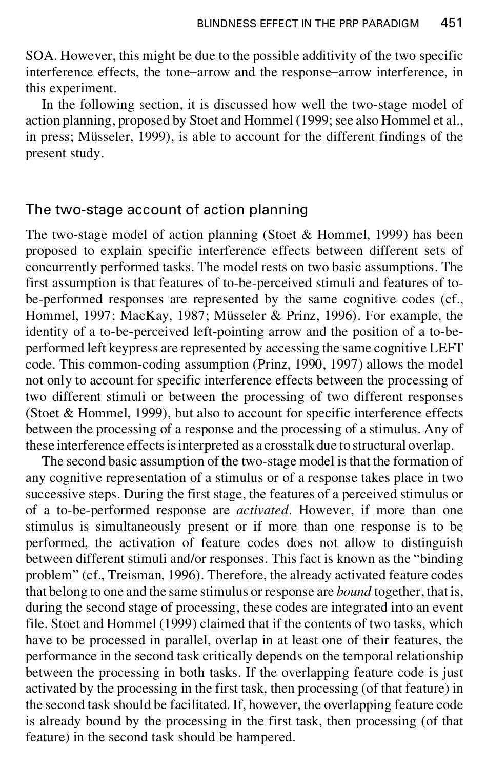SOA. However, this might be due to the possible additivity of the two specific interference effects, the tone–arrow and the response–arrow interference, in this experiment.

In the following section, it is discussed how well the two-stage model of action planning, proposed by Stoet and Hommel (1999; see also Hommel et al., in press; Müsseler, 1999), is able to account for the different findings of the present study.

## The two-stage account of action planning

The two-stage model of action planning (Stoet & Hommel, 1999) has been proposed to explain specific interference effects between different sets of concurrently performed tasks. The model rests on two basic assumptions. The first assumption is that features of to-be-perceived stimuli and features of to-be-performed responses are represented by the same cognitive codes (cf., Hommel, 1997; MacKay, 1987; Müsseler & Prinz, 1996). For example, the identity of a to-be-perceived left-pointing arrow and the position of a to-be-performed left keypress are represented by accessing the same cognitive LEFT code. This common-coding assumption (Prinz, 1990, 1997) allows the model not only to account for specific interference effects between the processing of two different stimuli or between the processing of two different responses (Stoet & Hommel, 1999), but also to account for specific interference effects between the processing of a response and the processing of a stimulus. Any of these interference effects is interpreted as a crosstalk due to structural overlap.

The second basic assumption of the two-stage model is that the formation of any cognitive representation of a stimulus or of a response takes place in two successive steps. During the first stage, the features of a perceived stimulus or of a to-be-performed response are *activated*. However, if more than one stimulus is simultaneously present or if more than one response is to be performed, the activation of feature codes does not allow to distinguish between different stimuli and/or responses. This fact is known as the "binding problem" (cf., Treisman, 1996). Therefore, the already activated feature codes that belong to one and the same stimulus or response are *bound* together, that is, during the second stage of processing, these codes are integrated into an event file. Stoet and Hommel (1999) claimed that if the contents of two tasks, which have to be processed in parallel, overlap in at least one of their features, the performance in the second task critically depends on the temporal relationship between the processing in both tasks. If the overlapping feature code is just activated by the processing in the first task, then processing (of that feature) in the second task should be facilitated. If, however, the overlapping feature code is already bound by the processing in the first task, then processing (of that feature) in the second task should be hampered.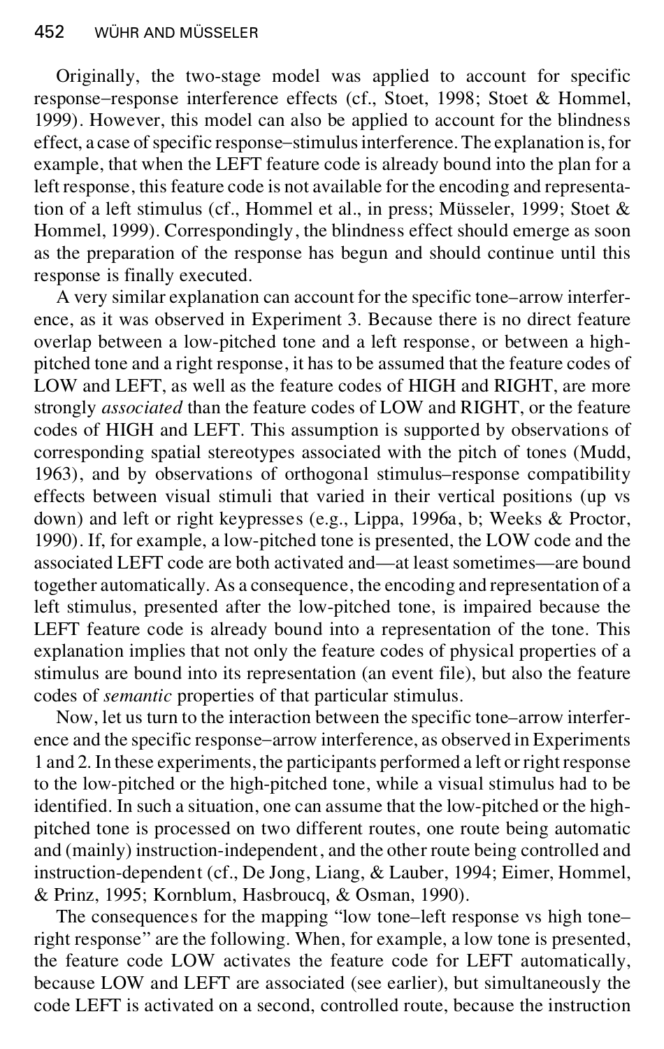Originally, the two-stage model was applied to account for specific response–response interference effects (cf., Stoet, 1998; Stoet & Hommel, 1999). However, this model can also be applied to account for the blindness effect, a case of specific response–stimulus interference. The explanation is, for example, that when the LEFT feature code is already bound into the plan for a left response, this feature code is not available for the encoding and representation of a left stimulus (cf., Hommel et al., in press; Müsseler, 1999; Stoet & Hommel, 1999). Correspondingly, the blindness effect should emerge as soon as the preparation of the response has begun and should continue until this response is finally executed.

A very similar explanation can account for the specific tone–arrow interference, as it was observed in Experiment 3. Because there is no direct feature overlap between a low-pitched tone and a left response, or between a high-pitched tone and a right response, it has to be assumed that the feature codes of LOW and LEFT, as well as the feature codes of HIGH and RIGHT, are more strongly *associated* than the feature codes of LOW and RIGHT, or the feature codes of HIGH and LEFT. This assumption is supported by observations of corresponding spatial stereotypes associated with the pitch of tones (Mudd, 1963), and by observations of orthogonal stimulus–response compatibility effects between visual stimuli that varied in their vertical positions (up vs down) and left or right keypresses (e.g., Lippa, 1996a, b; Weeks & Proctor, 1990). If, for example, a low-pitched tone is presented, the LOW code and the associated LEFT code are both activated and—at least sometimes—are bound together automatically. As a consequence, the encoding and representation of a left stimulus, presented after the low-pitched tone, is impaired because the LEFT feature code is already bound into a representation of the tone. This explanation implies that not only the feature codes of physical properties of a stimulus are bound into its representation (an event file), but also the feature codes of *semantic* properties of that particular stimulus.

Now, let us turn to the interaction between the specific tone–arrow interference and the specific response–arrow interference, as observed in Experiments 1 and 2. In these experiments, the participants performed a left or right response to the low-pitched or the high-pitched tone, while a visual stimulus had to be identified. In such a situation, one can assume that the low-pitched or the high-pitched tone is processed on two different routes, one route being automatic and (mainly) instruction-independent, and the other route being controlled and instruction-dependent (cf., De Jong, Liang, & Lauber, 1994; Eimer, Hommel, & Prinz, 1995; Kornblum, Hasbroucq, & Osman, 1990).

The consequences for the mapping "low tone–left response vs high tone–right response" are the following. When, for example, a low tone is presented, the feature code LOW activates the feature code for LEFT automatically, because LOW and LEFT are associated (see earlier), but simultaneously the code LEFT is activated on a second, controlled route, because the instruction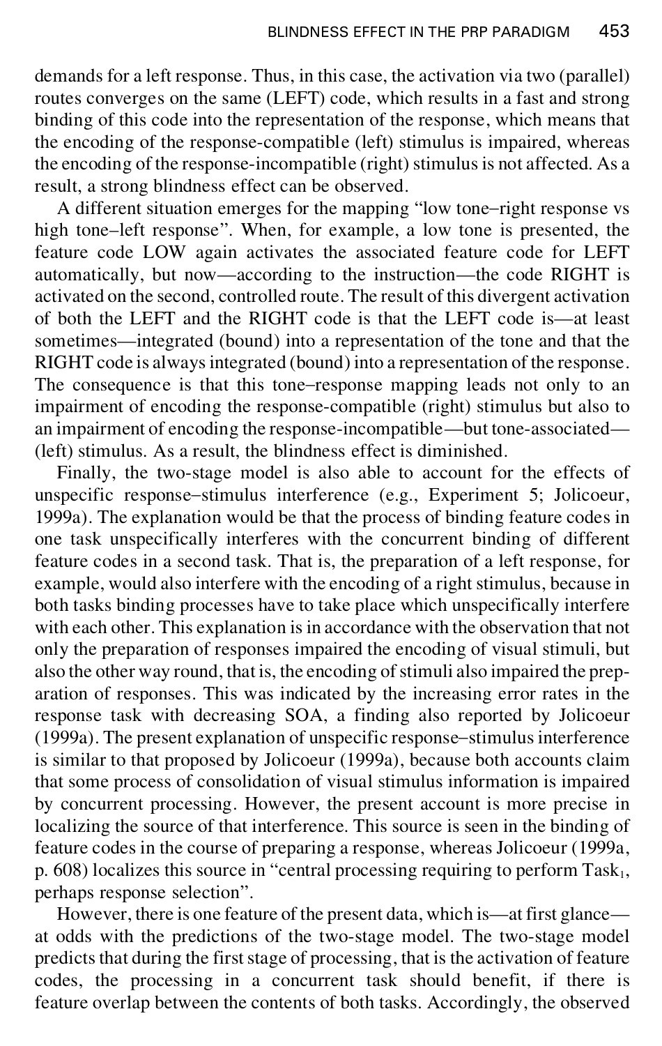demands for a left response. Thus, in this case, the activation via two (parallel) routes converges on the same (LEFT) code, which results in a fast and strong binding of this code into the representation of the response, which means that the encoding of the response-compatible (left) stimulus is impaired, whereas the encoding of the response-incompatible (right) stimulus is not affected. As a result, a strong blindness effect can be observed.

A different situation emerges for the mapping "low tone–right response vs high tone–left response". When, for example, a low tone is presented, the feature code LOW again activates the associated feature code for LEFT automatically, but now—according to the instruction—the code RIGHT is activated on the second, controlled route. The result of this divergent activation of both the LEFT and the RIGHT code is that the LEFT code is—at least sometimes—integrated (bound) into a representation of the tone and that the RIGHT code is always integrated (bound) into a representation of the response. The consequence is that this tone–response mapping leads not only to an impairment of encoding the response-compatible (right) stimulus but also to an impairment of encoding the response-incompatible—but tone-associated—(left) stimulus. As a result, the blindness effect is diminished.

Finally, the two-stage model is also able to account for the effects of unspecific response–stimulus interference (e.g., Experiment 5; Jolicoeur, 1999a). The explanation would be that the process of binding feature codes in one task unspecifically interferes with the concurrent binding of different feature codes in a second task. That is, the preparation of a left response, for example, would also interfere with the encoding of a right stimulus, because in both tasks binding processes have to take place which unspecifically interfere with each other. This explanation is in accordance with the observation that not only the preparation of responses impaired the encoding of visual stimuli, but also the other way round, that is, the encoding of stimuli also impaired the preparation of responses. This was indicated by the increasing error rates in the response task with decreasing SOA, a finding also reported by Jolicoeur (1999a). The present explanation of unspecific response–stimulus interference is similar to that proposed by Jolicoeur (1999a), because both accounts claim that some process of consolidation of visual stimulus information is impaired by concurrent processing. However, the present account is more precise in localizing the source of that interference. This source is seen in the binding of feature codes in the course of preparing a response, whereas Jolicoeur (1999a, p. 608) localizes this source in "central processing requiring to perform $\text{Task}_1$, perhaps response selection".

However, there is one feature of the present data, which is—at first glance—at odds with the predictions of the two-stage model. The two-stage model predicts that during the first stage of processing, that is the activation of feature codes, the processing in a concurrent task should benefit, if there is feature overlap between the contents of both tasks. Accordingly, the observed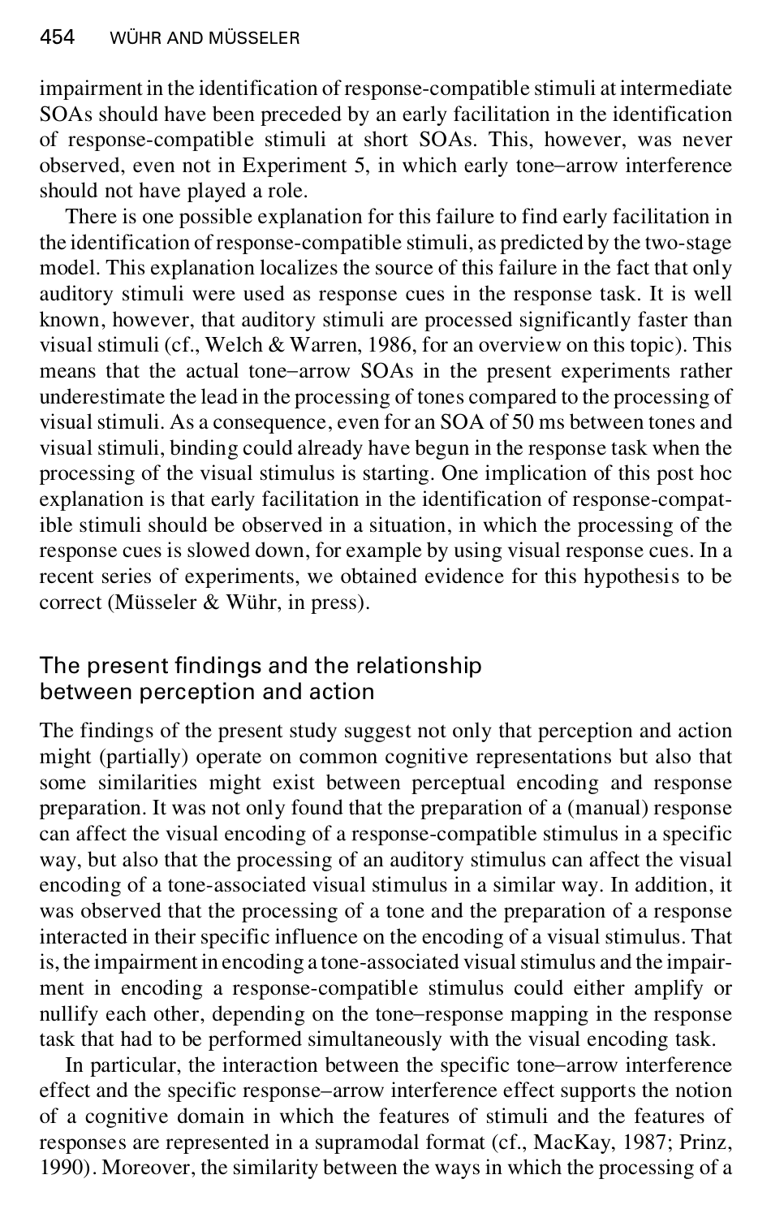impairment in the identification of response-compatible stimuli at intermediate SOAs should have been preceded by an early facilitation in the identification of response-compatible stimuli at short SOAs. This, however, was never observed, even not in Experiment 5, in which early tone–arrow interference should not have played a role.

There is one possible explanation for this failure to find early facilitation in the identification of response-compatible stimuli, as predicted by the two-stage model. This explanation localizes the source of this failure in the fact that only auditory stimuli were used as response cues in the response task. It is well known, however, that auditory stimuli are processed significantly faster than visual stimuli (cf., Welch & Warren, 1986, for an overview on this topic). This means that the actual tone–arrow SOAs in the present experiments rather underestimate the lead in the processing of tones compared to the processing of visual stimuli. As a consequence, even for an SOA of 50 ms between tones and visual stimuli, binding could already have begun in the response task when the processing of the visual stimulus is starting. One implication of this post hoc explanation is that early facilitation in the identification of response-compatible stimuli should be observed in a situation, in which the processing of the response cues is slowed down, for example by using visual response cues. In a recent series of experiments, we obtained evidence for this hypothesis to be correct (Müsseler & Wühr, in press).

## The present findings and the relationship between perception and action

The findings of the present study suggest not only that perception and action might (partially) operate on common cognitive representations but also that some similarities might exist between perceptual encoding and response preparation. It was not only found that the preparation of a (manual) response can affect the visual encoding of a response-compatible stimulus in a specific way, but also that the processing of an auditory stimulus can affect the visual encoding of a tone-associated visual stimulus in a similar way. In addition, it was observed that the processing of a tone and the preparation of a response interacted in their specific influence on the encoding of a visual stimulus. That is, the impairment in encoding a tone-associated visual stimulus and the impairment in encoding a response-compatible stimulus could either amplify or nullify each other, depending on the tone–response mapping in the response task that had to be performed simultaneously with the visual encoding task.

In particular, the interaction between the specific tone–arrow interference effect and the specific response–arrow interference effect supports the notion of a cognitive domain in which the features of stimuli and the features of responses are represented in a supramodal format (cf., MacKay, 1987; Prinz, 1990). Moreover, the similarity between the ways in which the processing of a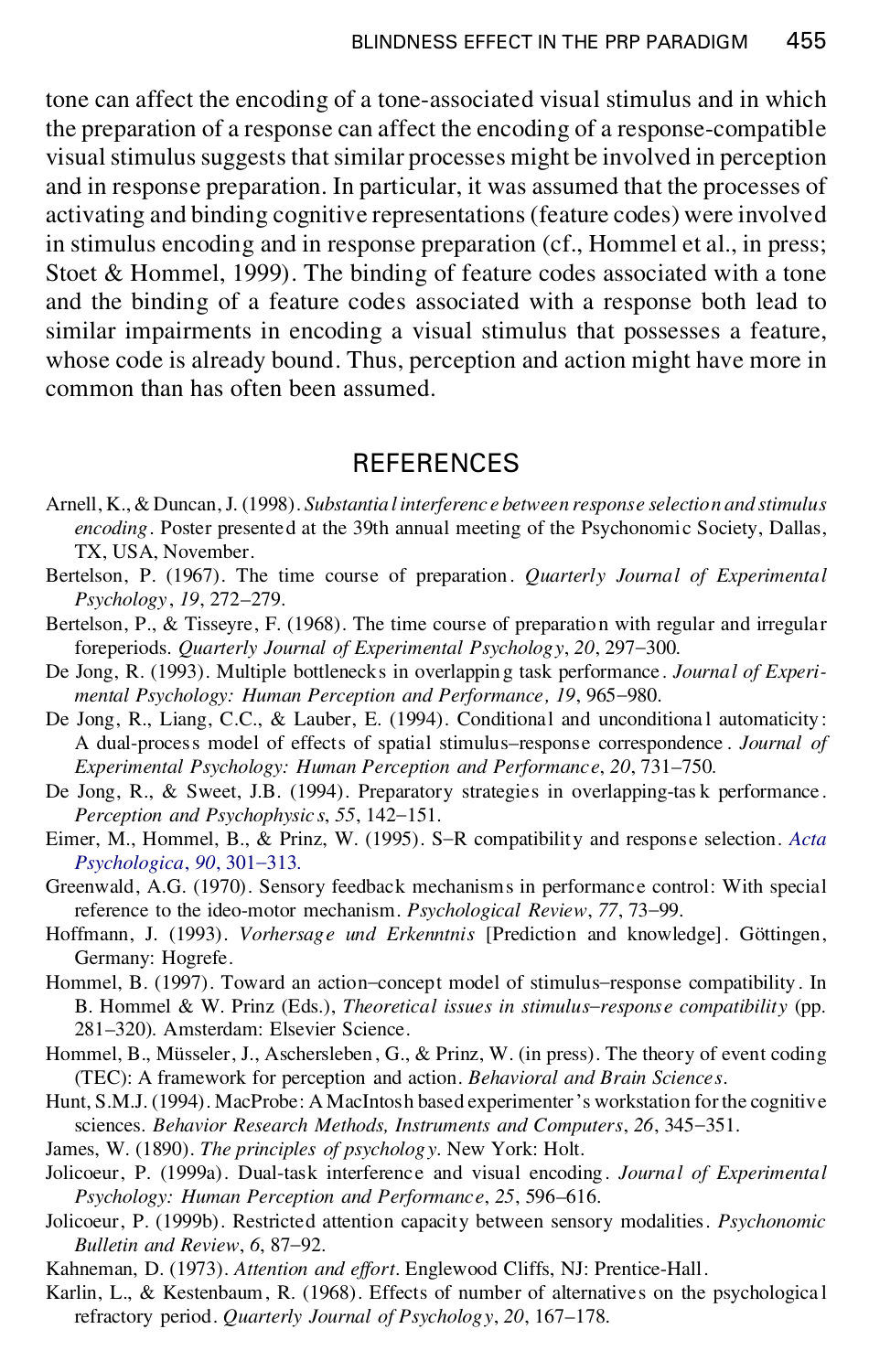tone can affect the encoding of a tone-associated visual stimulus and in which the preparation of a response can affect the encoding of a response-compatible visual stimulus suggests that similar processes might be involved in perception and in response preparation. In particular, it was assumed that the processes of activating and binding cognitive representations (feature codes) were involved in stimulus encoding and in response preparation (cf., Hommel et al., in press; Stoet & Hommel, 1999). The binding of feature codes associated with a tone and the binding of a feature codes associated with a response both lead to similar impairments in encoding a visual stimulus that possesses a feature, whose code is already bound. Thus, perception and action might have more in common than has often been assumed.

## REFERENCES

Arnell, K., & Duncan, J. (1998). *Substantial interference between response selection and stimulus encoding*. Poster presented at the 39th annual meeting of the Psychonomic Society, Dallas, TX, USA, November.

Bertelson, P. (1967). The time course of preparation. *Quarterly Journal of Experimental Psychology*, *19*, 272–279.

Bertelson, P., & Tisseyre, F. (1968). The time course of preparation with regular and irregular foreperiods. *Quarterly Journal of Experimental Psychology*, *20*, 297–300.

De Jong, R. (1993). Multiple bottlenecks in overlapping task performance. *Journal of Experimental Psychology: Human Perception and Performance, 19*, 965–980.

De Jong, R., Liang, C.C., & Lauber, E. (1994). Conditional and unconditional automaticity: A dual-process model of effects of spatial stimulus–response correspondence. *Journal of Experimental Psychology: Human Perception and Performance*, *20*, 731–750.

De Jong, R., & Sweet, J.B. (1994). Preparatory strategies in overlapping-task performance. *Perception and Psychophysics*, *55*, 142–151.

Eimer, M., Hommel, B., & Prinz, W. (1995). S–R compatibility and response selection. *Acta Psychologica*, *90*, 301–313.

Greenwald, A.G. (1970). Sensory feedback mechanisms in performance control: With special reference to the ideo-motor mechanism. *Psychological Review*, *77*, 73–99.

Hoffmann, J. (1993). *Vorhersage und Erkenntnis* [Prediction and knowledge]. Göttingen, Germany: Hogrefe.

Hommel, B. (1997). Toward an action–concept model of stimulus–response compatibility. In B. Hommel & W. Prinz (Eds.), *Theoretical issues in stimulus–response compatibility* (pp. 281–320). Amsterdam: Elsevier Science.

Hommel, B., Müsseler, J., Aschersleben, G., & Prinz, W. (in press). The theory of event coding (TEC): A framework for perception and action. *Behavioral and Brain Sciences*.

Hunt, S.M.J. (1994). MacProbe: A MacIntosh based experimenter's workstation for the cognitive sciences. *Behavior Research Methods, Instruments and Computers*, *26*, 345–351.

James, W. (1890). *The principles of psychology*. New York: Holt.

Jolicoeur, P. (1999a). Dual-task interference and visual encoding. *Journal of Experimental Psychology: Human Perception and Performance*, *25*, 596–616.

Jolicoeur, P. (1999b). Restricted attention capacity between sensory modalities. *Psychonomic Bulletin and Review*, *6*, 87–92.

Kahneman, D. (1973). *Attention and effort*. Englewood Cliffs, NJ: Prentice-Hall.

Karlin, L., & Kestenbaum, R. (1968). Effects of number of alternatives on the psychological refractory period. *Quarterly Journal of Psychology*, *20*, 167–178.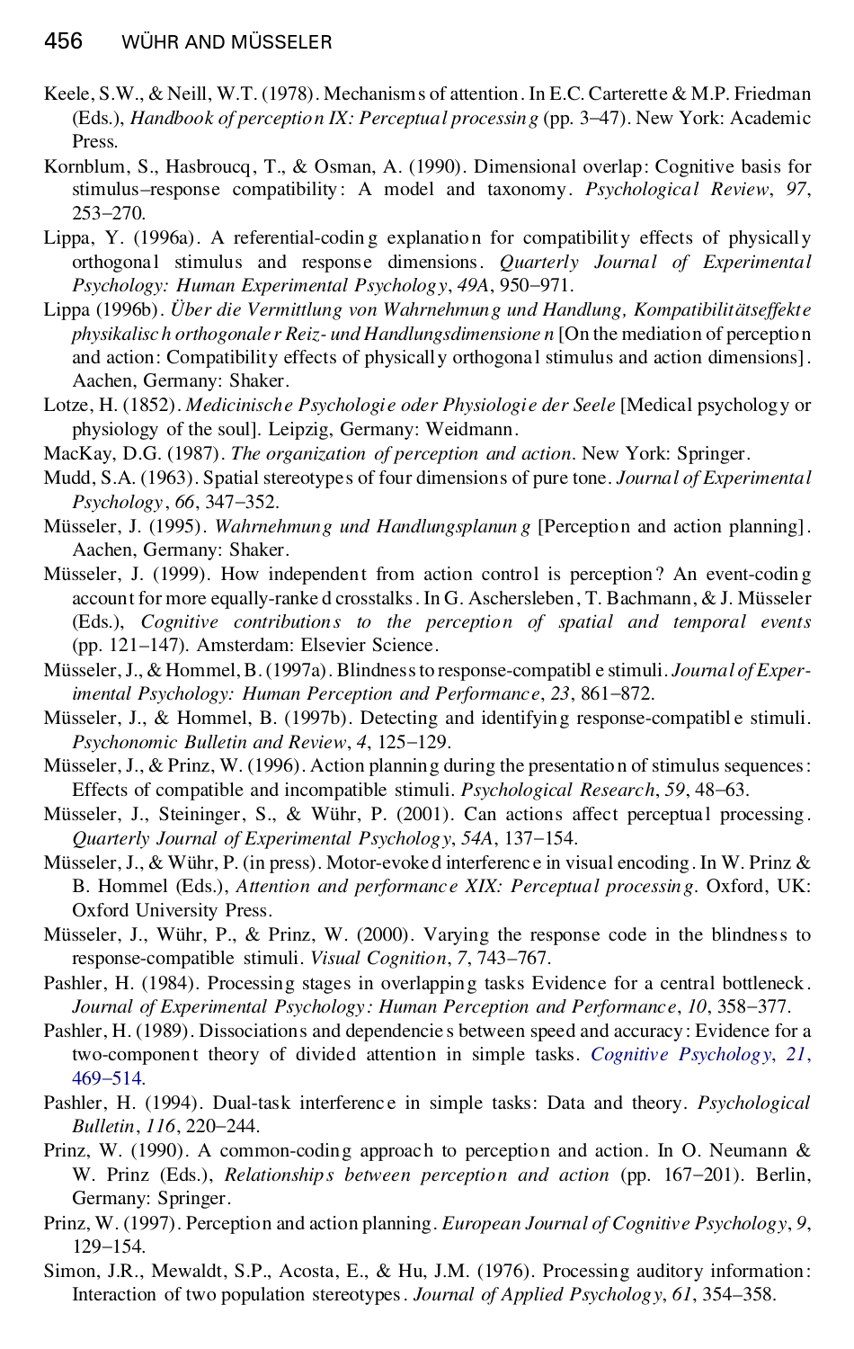Keele, S.W., & Neill, W.T. (1978). Mechanisms of attention. In E.C. Carterette & M.P. Friedman (Eds.), *Handbook of perception IX: Perceptual processing* (pp. 3–47). New York: Academic Press.

Kornblum, S., Hasbroucq, T., & Osman, A. (1990). Dimensional overlap: Cognitive basis for stimulus–response compatibility: A model and taxonomy. *Psychological Review*, *97*, 253–270.

Lippa, Y. (1996a). A referential-coding explanation for compatibility effects of physically orthogonal stimulus and response dimensions. *Quarterly Journal of Experimental Psychology: Human Experimental Psychology*, *49A*, 950–971.

Lippa (1996b). *Über die Vermittlung von Wahrnehmung und Handlung, Kompatibilitätseffekte physikalisch orthogonaler Reiz- und Handlungsdimensionen* [On the mediation of perception and action: Compatibility effects of physically orthogonal stimulus and action dimensions]. Aachen, Germany: Shaker.

Lotze, H. (1852). *Medicinische Psychologie oder Physiologie der Seele* [Medical psychology or physiology of the soul]. Leipzig, Germany: Weidmann.

MacKay, D.G. (1987). *The organization of perception and action*. New York: Springer.

Mudd, S.A. (1963). Spatial stereotypes of four dimensions of pure tone. *Journal of Experimental Psychology*, *66*, 347–352.

Müsseler, J. (1995). *Wahrnehmung und Handlungsplanung* [Perception and action planning]. Aachen, Germany: Shaker.

Müsseler, J. (1999). How independent from action control is perception? An event-coding account for more equally-ranked crosstalks. In G. Aschersleben, T. Bachmann, & J. Müsseler (Eds.), *Cognitive contributions to the perception of spatial and temporal events* (pp. 121–147). Amsterdam: Elsevier Science.

Müsseler, J., & Hommel, B. (1997a). Blindness to response-compatible stimuli. *Journal of Experimental Psychology: Human Perception and Performance*, *23*, 861–872.

Müsseler, J., & Hommel, B. (1997b). Detecting and identifying response-compatible stimuli. *Psychonomic Bulletin and Review*, *4*, 125–129.

Müsseler, J., & Prinz, W. (1996). Action planning during the presentation of stimulus sequences: Effects of compatible and incompatible stimuli. *Psychological Research*, *59*, 48–63.

Müsseler, J., Steininger, S., & Wühr, P. (2001). Can actions affect perceptual processing. *Quarterly Journal of Experimental Psychology*, *54A*, 137–154.

Müsseler, J., & Wühr, P. (in press). Motor-evoked interference in visual encoding. In W. Prinz & B. Hommel (Eds.), *Attention and performance XIX: Perceptual processing*. Oxford, UK: Oxford University Press.

Müsseler, J., Wühr, P., & Prinz, W. (2000). Varying the response code in the blindness to response-compatible stimuli. *Visual Cognition*, *7*, 743–767.

Pashler, H. (1984). Processing stages in overlapping tasks Evidence for a central bottleneck. *Journal of Experimental Psychology: Human Perception and Performance*, *10*, 358–377.

Pashler, H. (1989). Dissociations and dependencies between speed and accuracy: Evidence for a two-component theory of divided attention in simple tasks. *Cognitive Psychology*, *21*, 469–514.

Pashler, H. (1994). Dual-task interference in simple tasks: Data and theory. *Psychological Bulletin*, *116*, 220–244.

Prinz, W. (1990). A common-coding approach to perception and action. In O. Neumann & W. Prinz (Eds.), *Relationships between perception and action* (pp. 167–201). Berlin, Germany: Springer.

Prinz, W. (1997). Perception and action planning. *European Journal of Cognitive Psychology*, *9*, 129–154.

Simon, J.R., Mewaldt, S.P., Acosta, E., & Hu, J.M. (1976). Processing auditory information: Interaction of two population stereotypes. *Journal of Applied Psychology*, *61*, 354–358.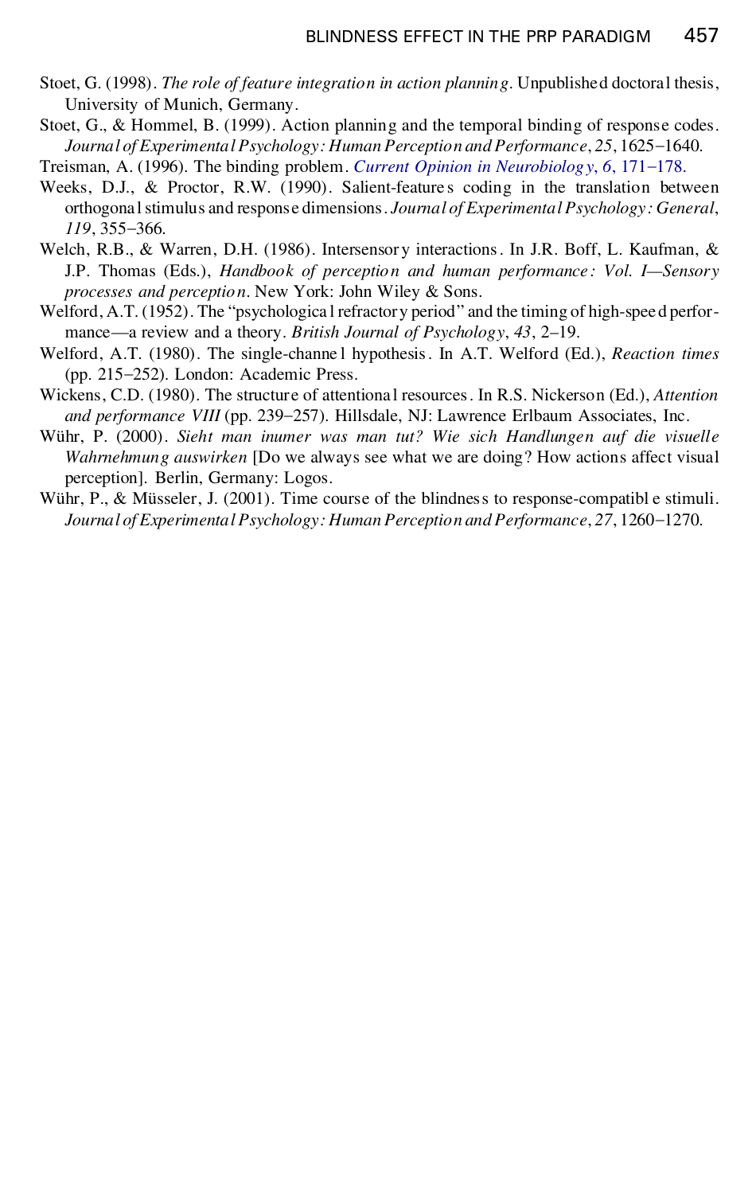Stoet, G. (1998). *The role of feature integration in action planning*. Unpublished doctoral thesis, University of Munich, Germany.

Stoet, G., & Hommel, B. (1999). Action planning and the temporal binding of response codes. *Journal of Experimental Psychology: Human Perception and Performance*, *25*, 1625–1640.

Treisman, A. (1996). The binding problem. *Current Opinion in Neurobiology*, *6*, 171–178.

Weeks, D.J., & Proctor, R.W. (1990). Salient-features coding in the translation between orthogonal stimulus and response dimensions. *Journal of Experimental Psychology: General*, *119*, 355–366.

Welch, R.B., & Warren, D.H. (1986). Intersensory interactions. In J.R. Boff, L. Kaufman, & J.P. Thomas (Eds.), *Handbook of perception and human performance: Vol. I—Sensory processes and perception*. New York: John Wiley & Sons.

Welford, A.T. (1952). The "psychological refractory period" and the timing of high-speed performance—a review and a theory. *British Journal of Psychology*, *43*, 2–19.

Welford, A.T. (1980). The single-channel hypothesis. In A.T. Welford (Ed.), *Reaction times* (pp. 215–252). London: Academic Press.

Wickens, C.D. (1980). The structure of attentional resources. In R.S. Nickerson (Ed.), *Attention and performance VIII* (pp. 239–257). Hillsdale, NJ: Lawrence Erlbaum Associates, Inc.

Wühr, P. (2000). *Sieht man inumer was man tut? Wie sich Handlungen auf die visuelle Wahrnehmung auswirken* [Do we always see what we are doing? How actions affect visual perception]. Berlin, Germany: Logos.

Wühr, P., & Müsseler, J. (2001). Time course of the blindness to response-compatible stimuli. *Journal of Experimental Psychology: Human Perception and Performance*, *27*, 1260–1270.